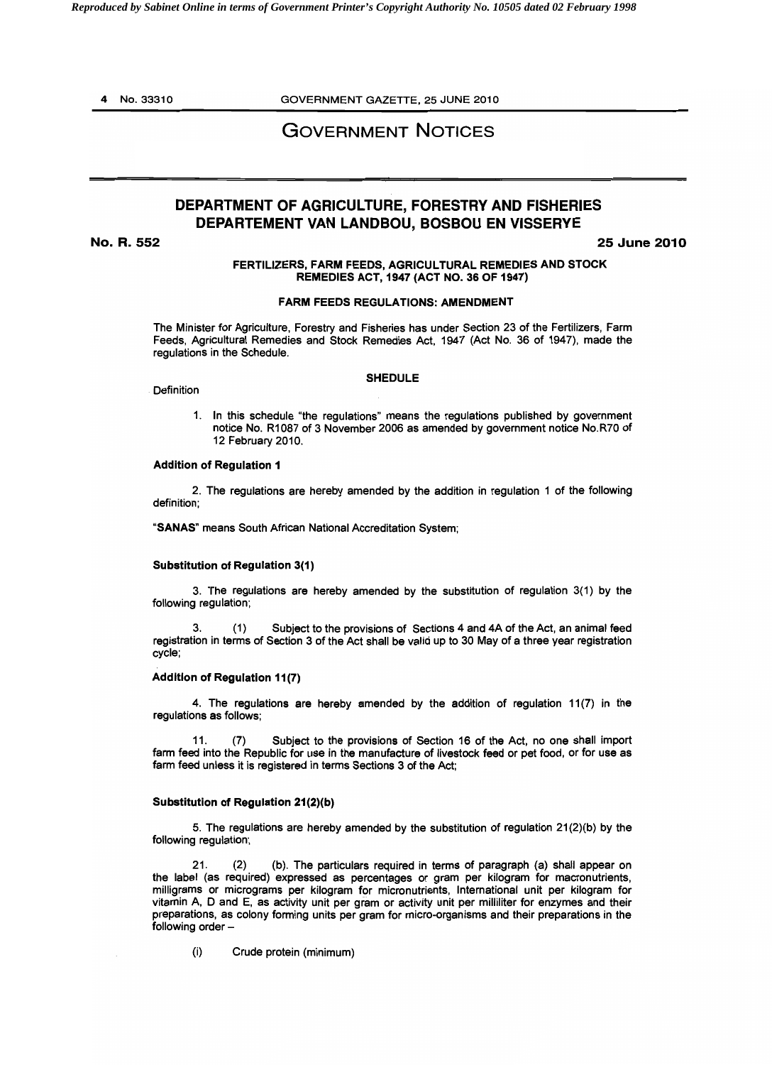# GOVERNMENT NOTICES

## DEPARTMENT OF AGRICULTURE, FORESTRY AND FISHERIES
## DEPARTEMENT VAN LANDBOU, BOSBOU EN VISSERYE

**No. R. 552** **25 June 2010**

**FERTILIZERS, FARM FEEDS, AGRICULTURAL REMEDIES AND STOCK REMEDIES ACT, 1947 (ACT NO. 36 OF 1947)**

**FARM FEEDS REGULATIONS: AMENDMENT**

The Minister for Agriculture, Forestry and Fisheries has under Section 23 of the Fertilizers, Farm Feeds, Agricultural Remedies and Stock Remedies Act, 1947 (Act No. 36 of 1947), made the regulations in the Schedule.

**SHEDULE**

Definition

1. In this schedule "the regulations" means the regulations published by government notice No. R1087 of 3 November 2006 as amended by government notice No.R70 of 12 February 2010.

**Addition of Regulation 1**

2. The regulations are hereby amended by the addition in regulation 1 of the following definition;

"**SANAS**" means South African National Accreditation System;

**Substitution of Regulation 3(1)**

3. The regulations are hereby amended by the substitution of regulation 3(1) by the following regulation;

3. (1) Subject to the provisions of Sections 4 and 4A of the Act, an animal feed registration in terms of Section 3 of the Act shall be valid up to 30 May of a three year registration cycle;

**Addition of Regulation 11(7)**

4. The regulations are hereby amended by the addition of regulation 11(7) in the regulations as follows;

11. (7) Subject to the provisions of Section 16 of the Act, no one shall import farm feed into the Republic for use in the manufacture of livestock feed or pet food, or for use as farm feed unless it is registered in terms Sections 3 of the Act;

**Substitution of Regulation 21(2)(b)**

5. The regulations are hereby amended by the substitution of regulation 21(2)(b) by the following regulation;

21. (2) (b). The particulars required in terms of paragraph (a) shall appear on the label (as required) expressed as percentages or gram per kilogram for macronutrients, milligrams or micrograms per kilogram for micronutrients, International unit per kilogram for vitamin A, D and E, as activity unit per gram or activity unit per milliliter for enzymes and their preparations, as colony forming units per gram for micro-organisms and their preparations in the following order –

(i) Crude protein (minimum)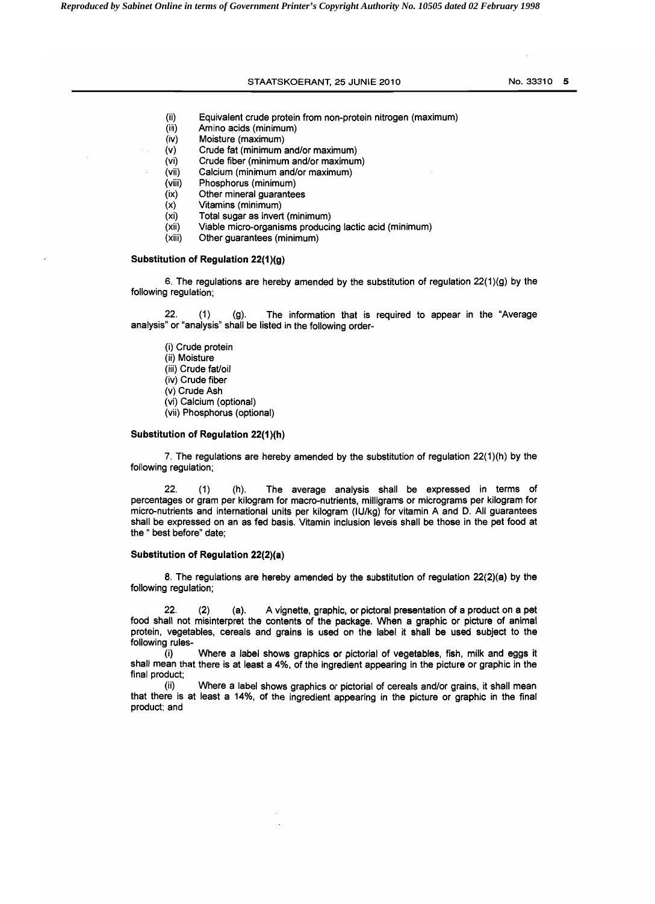(ii) Equivalent crude protein from non-protein nitrogen (maximum)
(iii) Amino acids (minimum)
(iv) Moisture (maximum)
(v) Crude fat (minimum and/or maximum)
(vi) Crude fiber (minimum and/or maximum)
(vii) Calcium (minimum and/or maximum)
(viii) Phosphorus (minimum)
(ix) Other mineral guarantees
(x) Vitamins (minimum)
(xi) Total sugar as invert (minimum)
(xii) Viable micro-organisms producing lactic acid (minimum)
(xiii) Other guarantees (minimum)

**Substitution of Regulation 22(1)(g)**

6. The regulations are hereby amended by the substitution of regulation 22(1)(g) by the following regulation;

22. (1) (g). The information that is required to appear in the "Average analysis" or "analysis" shall be listed in the following order-

(i) Crude protein
(ii) Moisture
(iii) Crude fat/oil
(iv) Crude fiber
(v) Crude Ash
(vi) Calcium (optional)
(vii) Phosphorus (optional)

**Substitution of Regulation 22(1)(h)**

7. The regulations are hereby amended by the substitution of regulation 22(1)(h) by the following regulation;

22. (1) (h). The average analysis shall be expressed in terms of percentages or gram per kilogram for macro-nutrients, milligrams or micrograms per kilogram for micro-nutrients and international units per kilogram (IU/kg) for vitamin A and D. All guarantees shall be expressed on an as fed basis. Vitamin inclusion levels shall be those in the pet food at the " best before" date;

**Substitution of Regulation 22(2)(a)**

8. The regulations are hereby amended by the substitution of regulation 22(2)(a) by the following regulation;

22. (2) (a). A vignette, graphic, or pictoral presentation of a product on a pet food shall not misinterpret the contents of the package. When a graphic or picture of animal protein, vegetables, cereals and grains is used on the label it shall be used subject to the following rules-

(i) Where a label shows graphics or pictorial of vegetables, fish, milk and eggs it shall mean that there is at least a 4%, of the ingredient appearing in the picture or graphic in the final product;

(ii) Where a label shows graphics or pictorial of cereals and/or grains, it shall mean that there is at least a 14%, of the ingredient appearing in the picture or graphic in the final product; and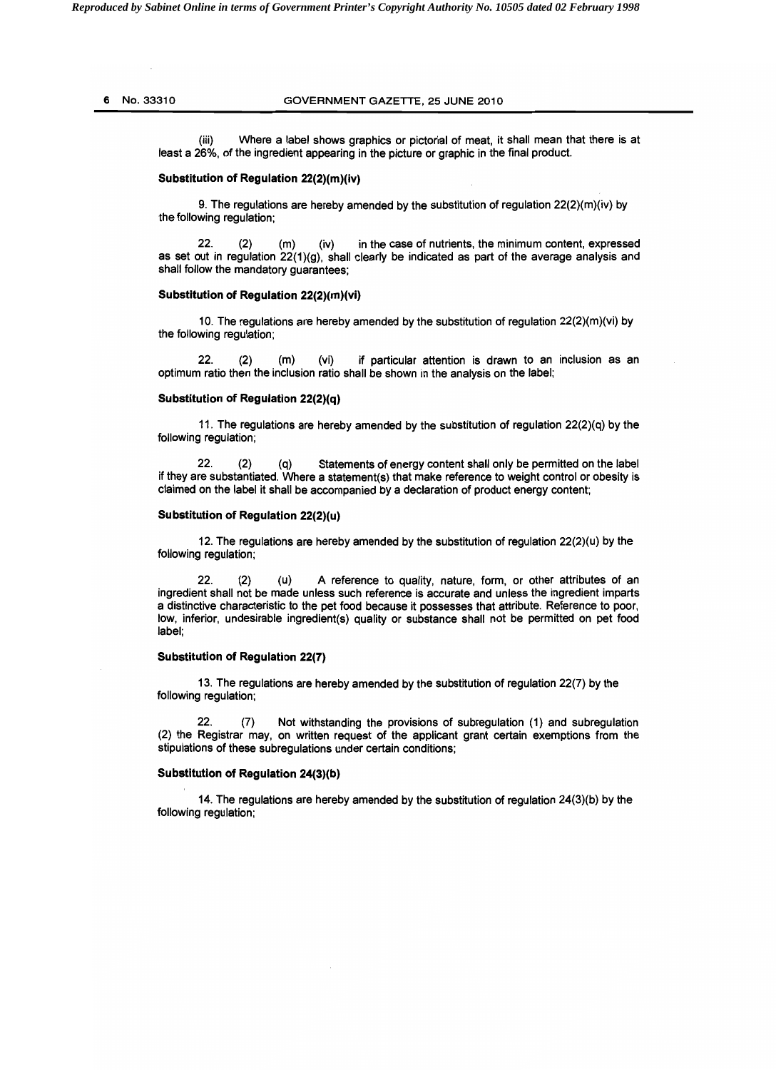(iii) Where a label shows graphics or pictorial of meat, it shall mean that there is at least a 26%, of the ingredient appearing in the picture or graphic in the final product.

**Substitution of Regulation 22(2)(m)(iv)**

9. The regulations are hereby amended by the substitution of regulation 22(2)(m)(iv) by the following regulation;

22. (2) (m) (iv) in the case of nutrients, the minimum content, expressed as set out in regulation 22(1)(g), shall clearly be indicated as part of the average analysis and shall follow the mandatory guarantees;

**Substitution of Regulation 22(2)(m)(vi)**

10. The regulations are hereby amended by the substitution of regulation 22(2)(m)(vi) by the following regulation;

22. (2) (m) (vi) if particular attention is drawn to an inclusion as an optimum ratio then the inclusion ratio shall be shown in the analysis on the label;

**Substitution of Regulation 22(2)(q)**

11. The regulations are hereby amended by the substitution of regulation 22(2)(q) by the following regulation;

22. (2) (q) Statements of energy content shall only be permitted on the label if they are substantiated. Where a statement(s) that make reference to weight control or obesity is claimed on the label it shall be accompanied by a declaration of product energy content;

**Substitution of Regulation 22(2)(u)**

12. The regulations are hereby amended by the substitution of regulation 22(2)(u) by the following regulation;

22. (2) (u) A reference to quality, nature, form, or other attributes of an ingredient shall not be made unless such reference is accurate and unless the ingredient imparts a distinctive characteristic to the pet food because it possesses that attribute. Reference to poor, low, inferior, undesirable ingredient(s) quality or substance shall not be permitted on pet food label;

**Substitution of Regulation 22(7)**

13. The regulations are hereby amended by the substitution of regulation 22(7) by the following regulation;

22. (7) Not withstanding the provisions of subregulation (1) and subregulation (2) the Registrar may, on written request of the applicant grant certain exemptions from the stipulations of these subregulations under certain conditions;

**Substitution of Regulation 24(3)(b)**

14. The regulations are hereby amended by the substitution of regulation 24(3)(b) by the following regulation;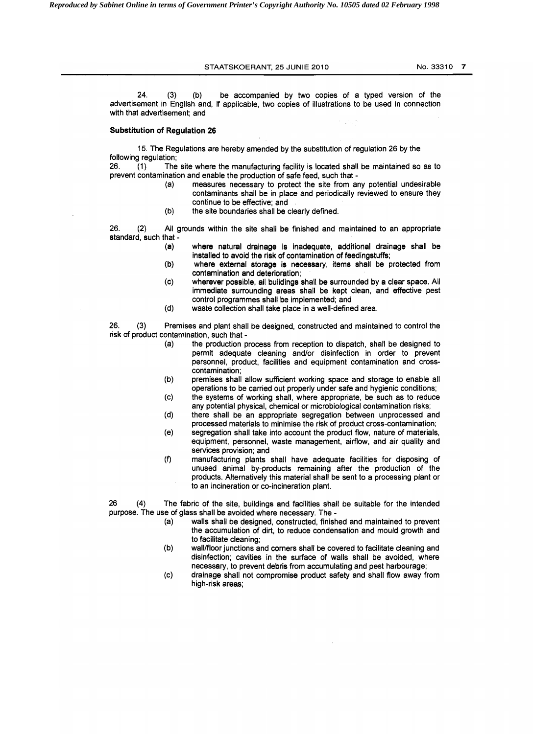24. (3) (b) be accompanied by two copies of a typed version of the advertisement in English and, if applicable, two copies of illustrations to be used in connection with that advertisement; and

**Substitution of Regulation 26**

15. The Regulations are hereby amended by the substitution of regulation 26 by the following regulation;

26. (1) The site where the manufacturing facility is located shall be maintained so as to prevent contamination and enable the production of safe feed, such that -

(a) measures necessary to protect the site from any potential undesirable contaminants shall be in place and periodically reviewed to ensure they continue to be effective; and

(b) the site boundaries shall be clearly defined.

26. (2) All grounds within the site shall be finished and maintained to an appropriate standard, such that -

(a) where natural drainage is inadequate, additional drainage shall be installed to avoid the risk of contamination of feedingstuffs;

(b) where external storage is necessary, items shall be protected from contamination and deterioration;

(c) wherever possible, all buildings shall be surrounded by a clear space. All immediate surrounding areas shall be kept clean, and effective pest control programmes shall be implemented; and

(d) waste collection shall take place in a well-defined area.

26. (3) Premises and plant shall be designed, constructed and maintained to control the risk of product contamination, such that -

(a) the production process from reception to dispatch, shall be designed to permit adequate cleaning and/or disinfection in order to prevent personnel, product, facilities and equipment contamination and cross-contamination;

(b) premises shall allow sufficient working space and storage to enable all operations to be carried out properly under safe and hygienic conditions;

(c) the systems of working shall, where appropriate, be such as to reduce any potential physical, chemical or microbiological contamination risks;

(d) there shall be an appropriate segregation between unprocessed and processed materials to minimise the risk of product cross-contamination;

(e) segregation shall take into account the product flow, nature of materials, equipment, personnel, waste management, airflow, and air quality and services provision; and

(f) manufacturing plants shall have adequate facilities for disposing of unused animal by-products remaining after the production of the products. Alternatively this material shall be sent to a processing plant or to an incineration or co-incineration plant.

26 (4) The fabric of the site, buildings and facilities shall be suitable for the intended purpose. The use of glass shall be avoided where necessary. The -

(a) walls shall be designed, constructed, finished and maintained to prevent the accumulation of dirt, to reduce condensation and mould growth and to facilitate cleaning;

(b) wall/floor junctions and corners shall be covered to facilitate cleaning and disinfection; cavities in the surface of walls shall be avoided, where necessary, to prevent debris from accumulating and pest harbourage;

(c) drainage shall not compromise product safety and shall flow away from high-risk areas;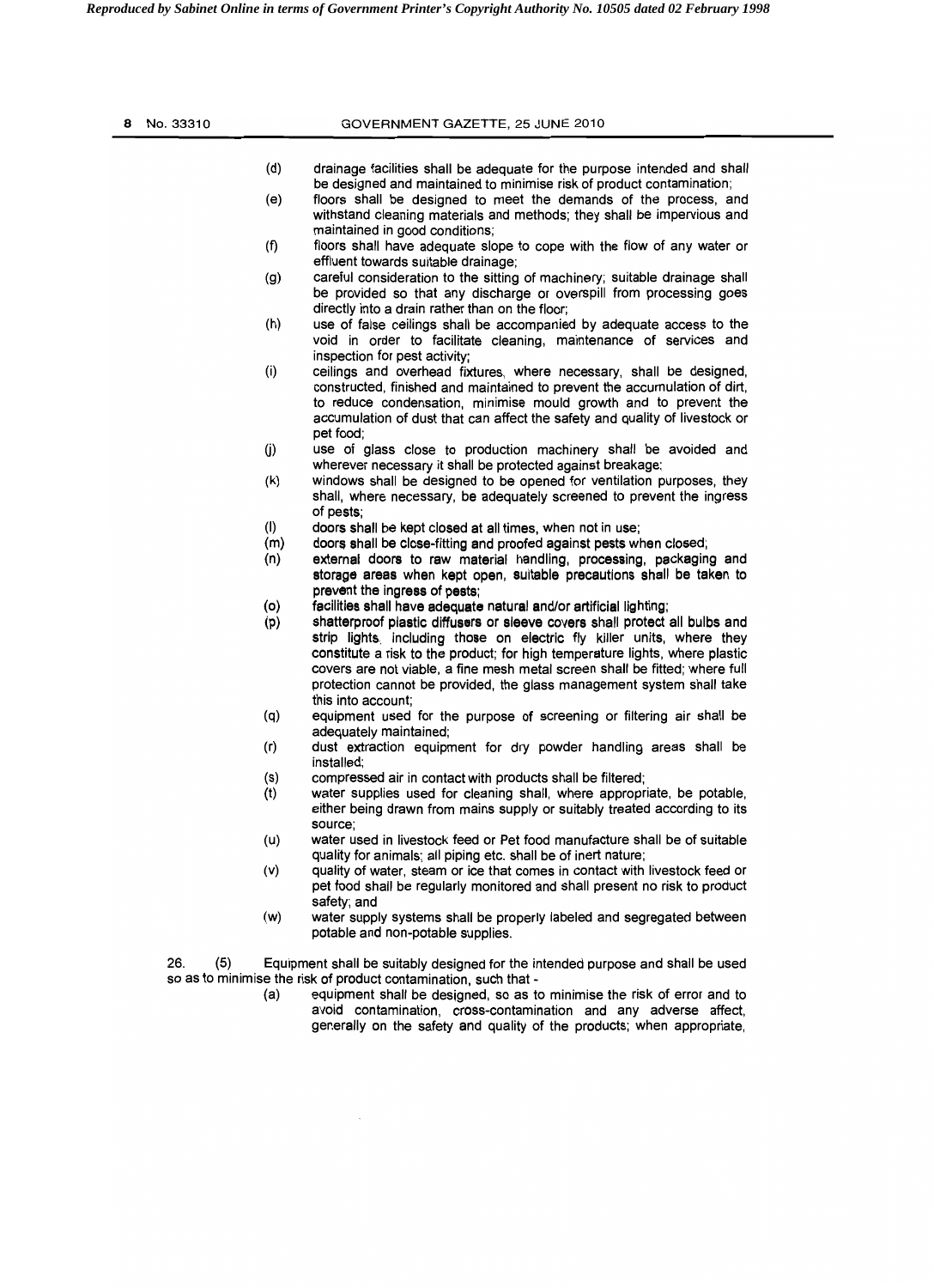(d) drainage facilities shall be adequate for the purpose intended and shall be designed and maintained to minimise risk of product contamination;

(e) floors shall be designed to meet the demands of the process, and withstand cleaning materials and methods; they shall be impervious and maintained in good conditions;

(f) floors shall have adequate slope to cope with the flow of any water or effluent towards suitable drainage;

(g) careful consideration to the sitting of machinery; suitable drainage shall be provided so that any discharge or overspill from processing goes directly into a drain rather than on the floor;

(h) use of false ceilings shall be accompanied by adequate access to the void in order to facilitate cleaning, maintenance of services and inspection for pest activity;

(i) ceilings and overhead fixtures, where necessary, shall be designed, constructed, finished and maintained to prevent the accumulation of dirt, to reduce condensation, minimise mould growth and to prevent the accumulation of dust that can affect the safety and quality of livestock or pet food;

(j) use of glass close to production machinery shall be avoided and wherever necessary it shall be protected against breakage;

(k) windows shall be designed to be opened for ventilation purposes, they shall, where necessary, be adequately screened to prevent the ingress of pests;

(l) doors shall be kept closed at all times, when not in use;

(m) doors shall be close-fitting and proofed against pests when closed;

(n) external doors to raw material handling, processing, packaging and storage areas when kept open, suitable precautions shall be taken to prevent the ingress of pests;

(o) facilities shall have adequate natural and/or artificial lighting;

(p) shatterproof plastic diffusers or sleeve covers shall protect all bulbs and strip lights, including those on electric fly killer units, where they constitute a risk to the product; for high temperature lights, where plastic covers are not viable, a fine mesh metal screen shall be fitted; where full protection cannot be provided, the glass management system shall take this into account;

(q) equipment used for the purpose of screening or filtering air shall be adequately maintained;

(r) dust extraction equipment for dry powder handling areas shall be installed;

(s) compressed air in contact with products shall be filtered;

(t) water supplies used for cleaning shall, where appropriate, be potable, either being drawn from mains supply or suitably treated according to its source;

(u) water used in livestock feed or Pet food manufacture shall be of suitable quality for animals; all piping etc. shall be of inert nature;

(v) quality of water, steam or ice that comes in contact with livestock feed or pet food shall be regularly monitored and shall present no risk to product safety; and

(w) water supply systems shall be properly labeled and segregated between potable and non-potable supplies.

26. (5) Equipment shall be suitably designed for the intended purpose and shall be used so as to minimise the risk of product contamination, such that -

(a) equipment shall be designed, so as to minimise the risk of error and to avoid contamination, cross-contamination and any adverse affect, generally on the safety and quality of the products; when appropriate,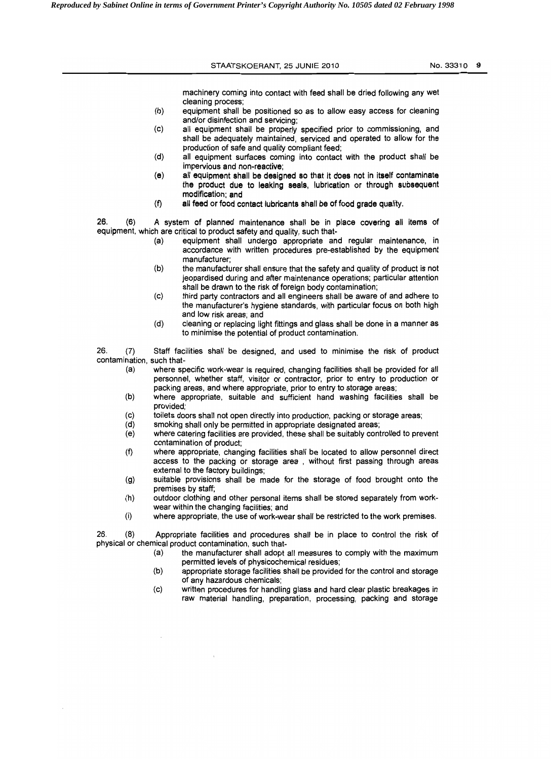machinery coming into contact with feed shall be dried following any wet cleaning process;

(b) equipment shall be positioned so as to allow easy access for cleaning and/or disinfection and servicing;

(c) all equipment shall be properly specified prior to commissioning, and shall be adequately maintained, serviced and operated to allow for the production of safe and quality compliant feed;

(d) all equipment surfaces coming into contact with the product shall be impervious and non-reactive;

(e) all equipment shall be designed so that it does not in itself contaminate the product due to leaking seals, lubrication or through subsequent modification; and

(f) all feed or food contact lubricants shall be of food grade quality.

26. (6) A system of planned maintenance shall be in place covering all items of equipment, which are critical to product safety and quality, such that-

(a) equipment shall undergo appropriate and regular maintenance, in accordance with written procedures pre-established by the equipment manufacturer;

(b) the manufacturer shall ensure that the safety and quality of product is not jeopardised during and after maintenance operations; particular attention shall be drawn to the risk of foreign body contamination;

(c) third party contractors and all engineers shall be aware of and adhere to the manufacturer's hygiene standards, with particular focus on both high and low risk areas; and

(d) cleaning or replacing light fittings and glass shall be done in a manner as to minimise the potential of product contamination.

26. (7) Staff facilities shall be designed, and used to minimise the risk of product contamination, such that-

(a) where specific work-wear is required, changing facilities shall be provided for all personnel, whether staff, visitor or contractor, prior to entry to production or packing areas, and where appropriate, prior to entry to storage areas;

(b) where appropriate, suitable and sufficient hand washing facilities shall be provided;

(c) toilets doors shall not open directly into production, packing or storage areas;

(d) smoking shall only be permitted in appropriate designated areas;

(e) where catering facilities are provided, these shall be suitably controlled to prevent contamination of product;

(f) where appropriate, changing facilities shall be located to allow personnel direct access to the packing or storage area , without first passing through areas external to the factory buildings;

(g) suitable provisions shall be made for the storage of food brought onto the premises by staff;

(h) outdoor clothing and other personal items shall be stored separately from work-wear within the changing facilities; and

(i) where appropriate, the use of work-wear shall be restricted to the work premises.

26. (8) Appropriate facilities and procedures shall be in place to control the risk of physical or chemical product contamination, such that-

(a) the manufacturer shall adopt all measures to comply with the maximum permitted levels of physicochemical residues;

(b) appropriate storage facilities shall be provided for the control and storage of any hazardous chemicals;

(c) written procedures for handling glass and hard clear plastic breakages in raw material handling, preparation, processing, packing and storage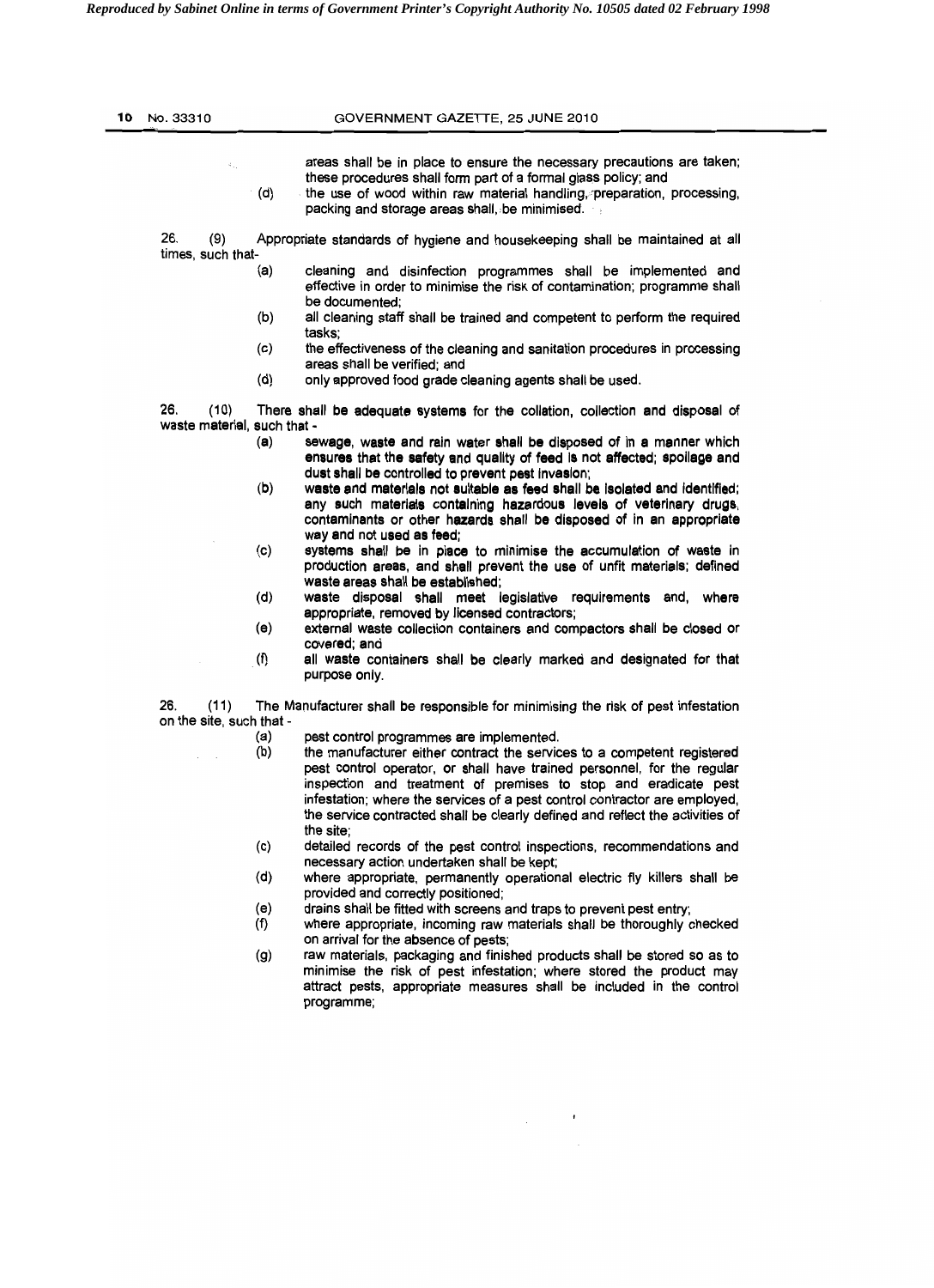areas shall be in place to ensure the necessary precautions are taken; these procedures shall form part of a formal glass policy; and

(d) the use of wood within raw material handling, preparation, processing, packing and storage areas shall be minimised.

26. (9) Appropriate standards of hygiene and housekeeping shall be maintained at all times, such that-

(a) cleaning and disinfection programmes shall be implemented and effective in order to minimise the risk of contamination; programme shall be documented;

(b) all cleaning staff shall be trained and competent to perform the required tasks;

(c) the effectiveness of the cleaning and sanitation procedures in processing areas shall be verified; and

(d) only approved food grade cleaning agents shall be used.

26. (10) There shall be adequate systems for the collation, collection and disposal of waste material, such that -

(a) sewage, waste and rain water shall be disposed of in a manner which ensures that the safety and quality of feed is not affected; spoilage and dust shall be controlled to prevent pest invasion;

(b) waste and materials not suitable as feed shall be isolated and identified; any such materials containing hazardous levels of veterinary drugs, contaminants or other hazards shall be disposed of in an appropriate way and not used as feed;

(c) systems shall be in place to minimise the accumulation of waste in production areas, and shall prevent the use of unfit materials; defined waste areas shall be established;

(d) waste disposal shall meet legislative requirements and, where appropriate, removed by licensed contractors;

(e) external waste collection containers and compactors shall be closed or covered; and

(f) all waste containers shall be clearly marked and designated for that purpose only.

26. (11) The Manufacturer shall be responsible for minimising the risk of pest infestation on the site, such that -

(a) pest control programmes are implemented.

(b) the manufacturer either contract the services to a competent registered pest control operator, or shall have trained personnel, for the regular inspection and treatment of premises to stop and eradicate pest infestation; where the services of a pest control contractor are employed, the service contracted shall be clearly defined and reflect the activities of the site;

(c) detailed records of the pest control inspections, recommendations and necessary action undertaken shall be kept;

(d) where appropriate, permanently operational electric fly killers shall be provided and correctly positioned;

(e) drains shall be fitted with screens and traps to prevent pest entry;

(f) where appropriate, incoming raw materials shall be thoroughly checked on arrival for the absence of pests;

(g) raw materials, packaging and finished products shall be stored so as to minimise the risk of pest infestation; where stored the product may attract pests, appropriate measures shall be included in the control programme;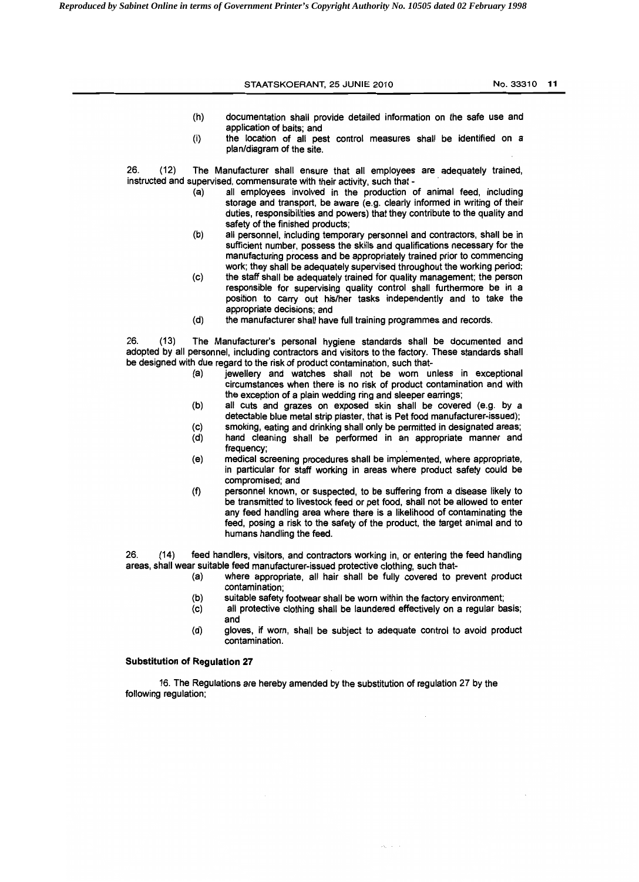(h) documentation shall provide detailed information on the safe use and application of baits; and

(i) the location of all pest control measures shall be identified on a plan/diagram of the site.

26. (12) The Manufacturer shall ensure that all employees are adequately trained, instructed and supervised, commensurate with their activity, such that -

(a) all employees involved in the production of animal feed, including storage and transport, be aware (e.g. clearly informed in writing of their duties, responsibilities and powers) that they contribute to the quality and safety of the finished products;

(b) all personnel, including temporary personnel and contractors, shall be in sufficient number, possess the skills and qualifications necessary for the manufacturing process and be appropriately trained prior to commencing work; they shall be adequately supervised throughout the working period;

(c) the staff shall be adequately trained for quality management; the person responsible for supervising quality control shall furthermore be in a position to carry out his/her tasks independently and to take the appropriate decisions; and

(d) the manufacturer shall have full training programmes and records.

26. (13) The Manufacturer's personal hygiene standards shall be documented and adopted by all personnel, including contractors and visitors to the factory. These standards shall be designed with due regard to the risk of product contamination, such that-

(a) jewellery and watches shall not be worn unless in exceptional circumstances when there is no risk of product contamination and with the exception of a plain wedding ring and sleeper earrings;

(b) all cuts and grazes on exposed skin shall be covered (e.g. by a detectable blue metal strip plaster, that is Pet food manufacturer-issued);

(c) smoking, eating and drinking shall only be permitted in designated areas;

(d) hand cleaning shall be performed in an appropriate manner and frequency;

(e) medical screening procedures shall be implemented, where appropriate, in particular for staff working in areas where product safety could be compromised; and

(f) personnel known, or suspected, to be suffering from a disease likely to be transmitted to livestock feed or pet food, shall not be allowed to enter any feed handling area where there is a likelihood of contaminating the feed, posing a risk to the safety of the product, the target animal and to humans handling the feed.

26. (14) feed handlers, visitors, and contractors working in, or entering the feed handling areas, shall wear suitable feed manufacturer-issued protective clothing, such that-

(a) where appropriate, all hair shall be fully covered to prevent product contamination;

(b) suitable safety footwear shall be worn within the factory environment;

(c) all protective clothing shall be laundered effectively on a regular basis; and

(d) gloves, if worn, shall be subject to adequate control to avoid product contamination.

**Substitution of Regulation 27**

16. The Regulations are hereby amended by the substitution of regulation 27 by the following regulation;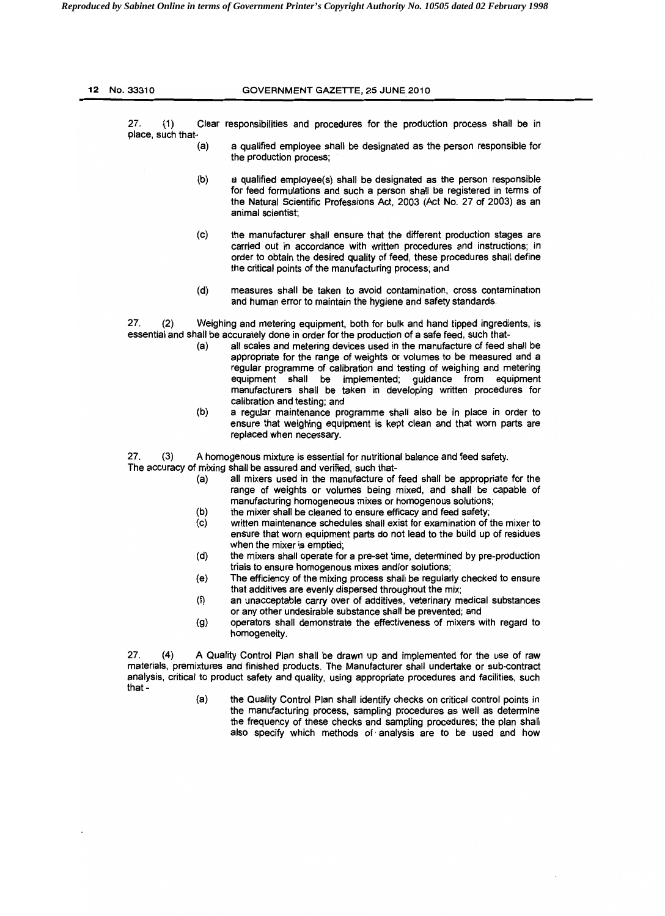27. (1) Clear responsibilities and procedures for the production process shall be in place, such that-

(a) a qualified employee shall be designated as the person responsible for the production process;

(b) a qualified employee(s) shall be designated as the person responsible for feed formulations and such a person shall be registered in terms of the Natural Scientific Professions Act, 2003 (Act No. 27 of 2003) as an animal scientist;

(c) the manufacturer shall ensure that the different production stages are carried out in accordance with written procedures and instructions; in order to obtain the desired quality of feed, these procedures shall define the critical points of the manufacturing process; and

(d) measures shall be taken to avoid contamination, cross contamination and human error to maintain the hygiene and safety standards.

27. (2) Weighing and metering equipment, both for bulk and hand tipped ingredients, is essential and shall be accurately done in order for the production of a safe feed, such that-

(a) all scales and metering devices used in the manufacture of feed shall be appropriate for the range of weights or volumes to be measured and a regular programme of calibration and testing of weighing and metering equipment shall be implemented; guidance from equipment manufacturers shall be taken in developing written procedures for calibration and testing; and

(b) a regular maintenance programme shall also be in place in order to ensure that weighing equipment is kept clean and that worn parts are replaced when necessary.

27. (3) A homogenous mixture is essential for nutritional balance and feed safety. The accuracy of mixing shall be assured and verified, such that-

(a) all mixers used in the manufacture of feed shall be appropriate for the range of weights or volumes being mixed, and shall be capable of manufacturing homogeneous mixes or homogenous solutions;

(b) the mixer shall be cleaned to ensure efficacy and feed safety;

(c) written maintenance schedules shall exist for examination of the mixer to ensure that worn equipment parts do not lead to the build up of residues when the mixer is emptied;

(d) the mixers shall operate for a pre-set time, determined by pre-production trials to ensure homogenous mixes and/or solutions;

(e) The efficiency of the mixing process shall be regularly checked to ensure that additives are evenly dispersed throughout the mix;

(f) an unacceptable carry over of additives, veterinary medical substances or any other undesirable substance shall be prevented; and

(g) operators shall demonstrate the effectiveness of mixers with regard to homogeneity.

27. (4) A Quality Control Plan shall be drawn up and implemented for the use of raw materials, premixtures and finished products. The Manufacturer shall undertake or sub-contract analysis, critical to product safety and quality, using appropriate procedures and facilities, such that -

(a) the Quality Control Plan shall identify checks on critical control points in the manufacturing process, sampling procedures as well as determine the frequency of these checks and sampling procedures; the plan shall also specify which methods of analysis are to be used and how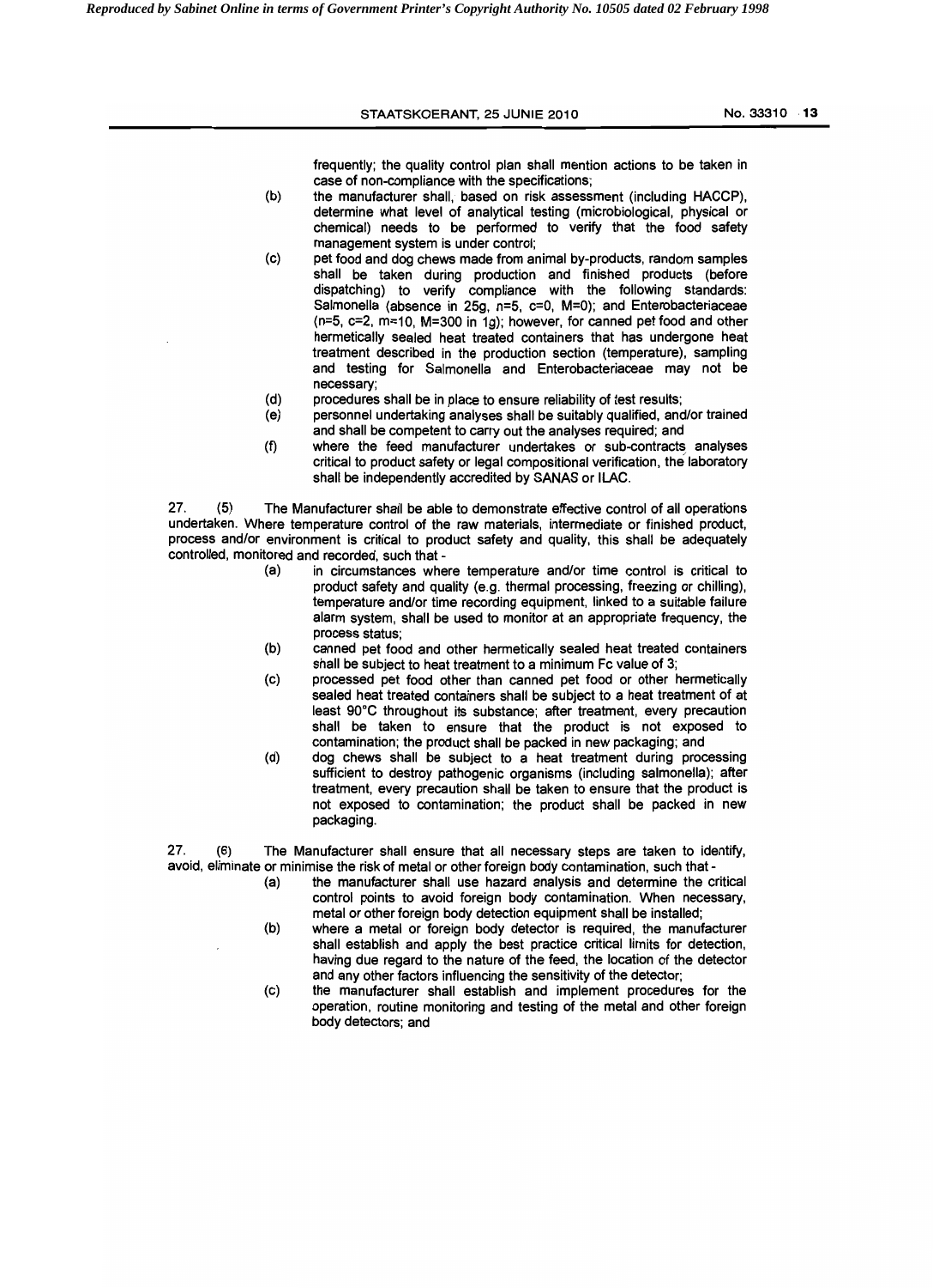frequently; the quality control plan shall mention actions to be taken in case of non-compliance with the specifications;

(b) the manufacturer shall, based on risk assessment (including HACCP), determine what level of analytical testing (microbiological, physical or chemical) needs to be performed to verify that the food safety management system is under control;

(c) pet food and dog chews made from animal by-products, random samples shall be taken during production and finished products (before dispatching) to verify compliance with the following standards: Salmonella (absence in 25g, n=5, c=0, M=0); and Enterobacteriaceae (n=5, c=2, m=10, M=300 in 1g); however, for canned pet food and other hermetically sealed heat treated containers that has undergone heat treatment described in the production section (temperature), sampling and testing for Salmonella and Enterobacteriaceae may not be necessary;

(d) procedures shall be in place to ensure reliability of test results;

(e) personnel undertaking analyses shall be suitably qualified, and/or trained and shall be competent to carry out the analyses required; and

(f) where the feed manufacturer undertakes or sub-contracts analyses critical to product safety or legal compositional verification, the laboratory shall be independently accredited by SANAS or ILAC.

27. (5) The Manufacturer shall be able to demonstrate effective control of all operations undertaken. Where temperature control of the raw materials, intermediate or finished product, process and/or environment is critical to product safety and quality, this shall be adequately controlled, monitored and recorded, such that -

(a) in circumstances where temperature and/or time control is critical to product safety and quality (e.g. thermal processing, freezing or chilling), temperature and/or time recording equipment, linked to a suitable failure alarm system, shall be used to monitor at an appropriate frequency, the process status;

(b) canned pet food and other hermetically sealed heat treated containers shall be subject to heat treatment to a minimum Fc value of 3;

(c) processed pet food other than canned pet food or other hermetically sealed heat treated containers shall be subject to a heat treatment of at least 90°C throughout its substance; after treatment, every precaution shall be taken to ensure that the product is not exposed to contamination; the product shall be packed in new packaging; and

(d) dog chews shall be subject to a heat treatment during processing sufficient to destroy pathogenic organisms (including salmonella); after treatment, every precaution shall be taken to ensure that the product is not exposed to contamination; the product shall be packed in new packaging.

27. (6) The Manufacturer shall ensure that all necessary steps are taken to identify, avoid, eliminate or minimise the risk of metal or other foreign body contamination, such that -

(a) the manufacturer shall use hazard analysis and determine the critical control points to avoid foreign body contamination. When necessary, metal or other foreign body detection equipment shall be installed;

(b) where a metal or foreign body detector is required, the manufacturer shall establish and apply the best practice critical limits for detection, having due regard to the nature of the feed, the location of the detector and any other factors influencing the sensitivity of the detector;

(c) the manufacturer shall establish and implement procedures for the operation, routine monitoring and testing of the metal and other foreign body detectors; and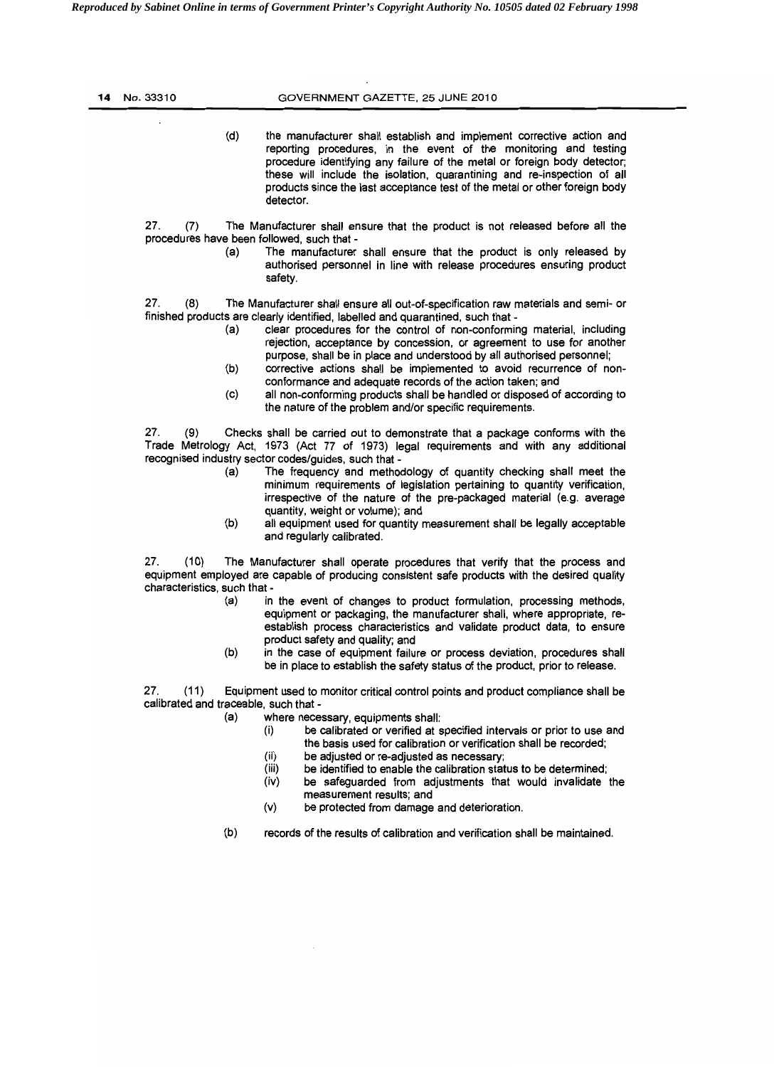(d) the manufacturer shall establish and implement corrective action and reporting procedures, in the event of the monitoring and testing procedure identifying any failure of the metal or foreign body detector; these will include the isolation, quarantining and re-inspection of all products since the last acceptance test of the metal or other foreign body detector.

27. (7) The Manufacturer shall ensure that the product is not released before all the procedures have been followed, such that -

(a) The manufacturer shall ensure that the product is only released by authorised personnel in line with release procedures ensuring product safety.

27. (8) The Manufacturer shall ensure all out-of-specification raw materials and semi- or finished products are clearly identified, labelled and quarantined, such that -

(a) clear procedures for the control of non-conforming material, including rejection, acceptance by concession, or agreement to use for another purpose, shall be in place and understood by all authorised personnel;

(b) corrective actions shall be implemented to avoid recurrence of non-conformance and adequate records of the action taken; and

(c) all non-conforming products shall be handled or disposed of according to the nature of the problem and/or specific requirements.

27. (9) Checks shall be carried out to demonstrate that a package conforms with the Trade Metrology Act, 1973 (Act 77 of 1973) legal requirements and with any additional recognised industry sector codes/guides, such that -

(a) The frequency and methodology of quantity checking shall meet the minimum requirements of legislation pertaining to quantity verification, irrespective of the nature of the pre-packaged material (e.g. average quantity, weight or volume); and

(b) all equipment used for quantity measurement shall be legally acceptable and regularly calibrated.

27. (10) The Manufacturer shall operate procedures that verify that the process and equipment employed are capable of producing consistent safe products with the desired quality characteristics, such that -

(a) in the event of changes to product formulation, processing methods, equipment or packaging, the manufacturer shall, where appropriate, re-establish process characteristics and validate product data, to ensure product safety and quality; and

(b) in the case of equipment failure or process deviation, procedures shall be in place to establish the safety status of the product, prior to release.

27. (11) Equipment used to monitor critical control points and product compliance shall be calibrated and traceable, such that -

(a) where necessary, equipments shall:

(i) be calibrated or verified at specified intervals or prior to use and the basis used for calibration or verification shall be recorded;

(ii) be adjusted or re-adjusted as necessary;

(iii) be identified to enable the calibration status to be determined;

(iv) be safeguarded from adjustments that would invalidate the measurement results; and

(v) be protected from damage and deterioration.

(b) records of the results of calibration and verification shall be maintained.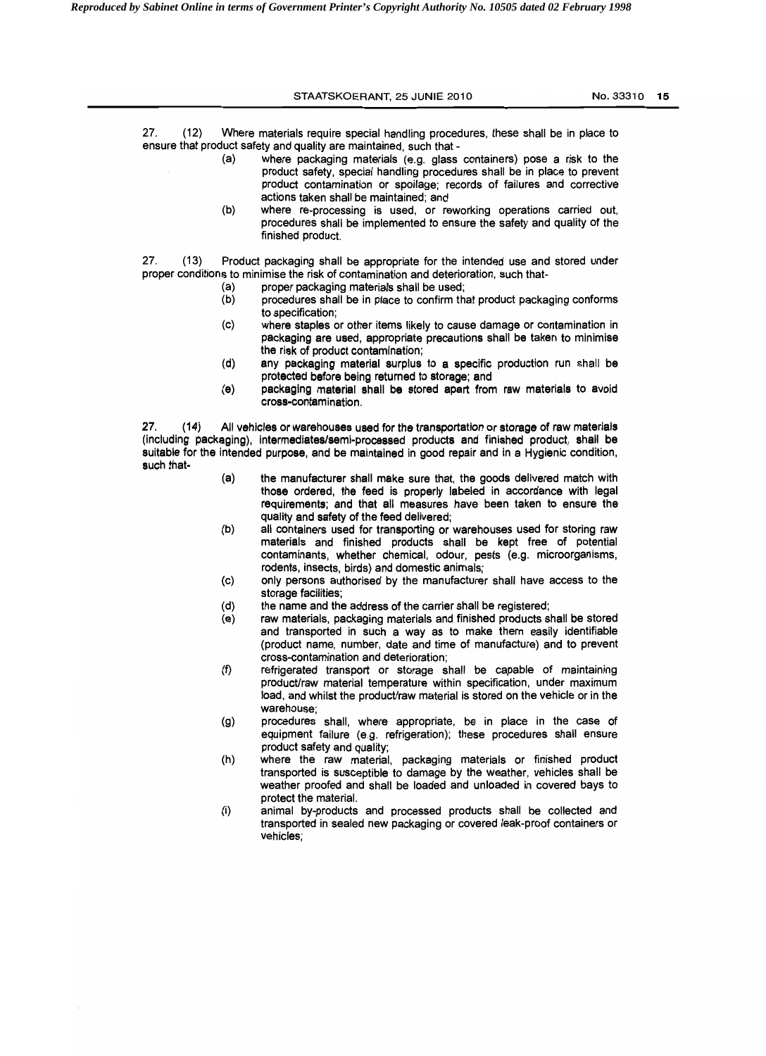27. (12) Where materials require special handling procedures, these shall be in place to ensure that product safety and quality are maintained, such that -

(a) where packaging materials (e.g. glass containers) pose a risk to the product safety, special handling procedures shall be in place to prevent product contamination or spoilage; records of failures and corrective actions taken shall be maintained; and

(b) where re-processing is used, or reworking operations carried out, procedures shall be implemented to ensure the safety and quality of the finished product.

27. (13) Product packaging shall be appropriate for the intended use and stored under proper conditions to minimise the risk of contamination and deterioration, such that-

(a) proper packaging materials shall be used;

(b) procedures shall be in place to confirm that product packaging conforms to specification;

(c) where staples or other items likely to cause damage or contamination in packaging are used, appropriate precautions shall be taken to minimise the risk of product contamination;

(d) any packaging material surplus to a specific production run shall be protected before being returned to storage; and

(e) packaging material shall be stored apart from raw materials to avoid cross-contamination.

27. (14) All vehicles or warehouses used for the transportation or storage of raw materials (including packaging), intermediates/semi-processed products and finished product, shall be suitable for the intended purpose, and be maintained in good repair and in a Hygienic condition, such that-

(a) the manufacturer shall make sure that, the goods delivered match with those ordered, the feed is properly labeled in accordance with legal requirements; and that all measures have been taken to ensure the quality and safety of the feed delivered;

(b) all containers used for transporting or warehouses used for storing raw materials and finished products shall be kept free of potential contaminants, whether chemical, odour, pests (e.g. microorganisms, rodents, insects, birds) and domestic animals;

(c) only persons authorised by the manufacturer shall have access to the storage facilities;

(d) the name and the address of the carrier shall be registered;

(e) raw materials, packaging materials and finished products shall be stored and transported in such a way as to make them easily identifiable (product name, number, date and time of manufacture) and to prevent cross-contamination and deterioration;

(f) refrigerated transport or storage shall be capable of maintaining product/raw material temperature within specification, under maximum load, and whilst the product/raw material is stored on the vehicle or in the warehouse;

(g) procedures shall, where appropriate, be in place in the case of equipment failure (e.g. refrigeration); these procedures shall ensure product safety and quality;

(h) where the raw material, packaging materials or finished product transported is susceptible to damage by the weather, vehicles shall be weather proofed and shall be loaded and unloaded in covered bays to protect the material.

(i) animal by-products and processed products shall be collected and transported in sealed new packaging or covered leak-proof containers or vehicles;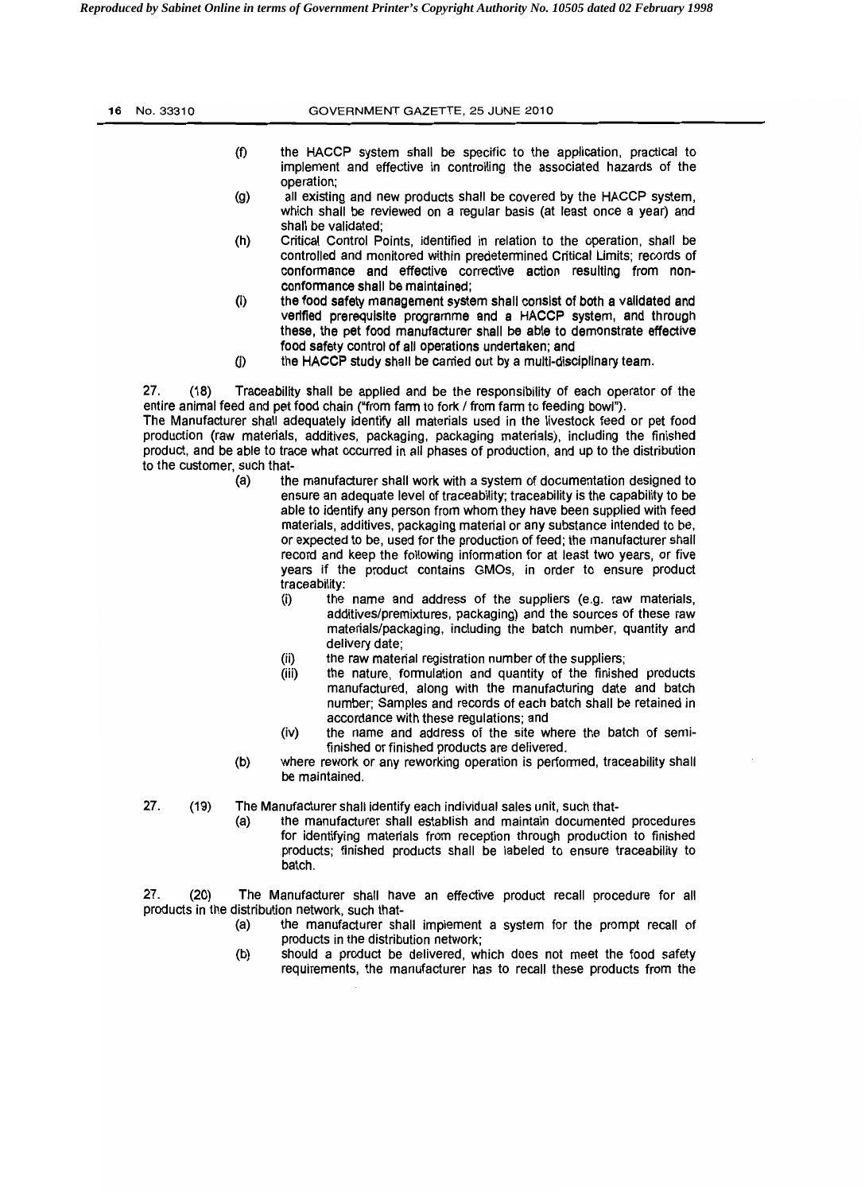(f) the HACCP system shall be specific to the application, practical to implement and effective in controlling the associated hazards of the operation;

(g) all existing and new products shall be covered by the HACCP system, which shall be reviewed on a regular basis (at least once a year) and shall be validated;

(h) Critical Control Points, identified in relation to the operation, shall be controlled and monitored within predetermined Critical Limits; records of conformance and effective corrective action resulting from non-conformance shall be maintained;

(i) the food safety management system shall consist of both a validated and verified prerequisite programme and a HACCP system, and through these, the pet food manufacturer shall be able to demonstrate effective food safety control of all operations undertaken; and

(j) the HACCP study shall be carried out by a multi-disciplinary team.

27. (18) Traceability shall be applied and be the responsibility of each operator of the entire animal feed and pet food chain ("from farm to fork / from farm to feeding bowl").
The Manufacturer shall adequately identify all materials used in the livestock feed or pet food production (raw materials, additives, packaging, packaging materials), including the finished product, and be able to trace what occurred in all phases of production, and up to the distribution to the customer, such that-

(a) the manufacturer shall work with a system of documentation designed to ensure an adequate level of traceability; traceability is the capability to be able to identify any person from whom they have been supplied with feed materials, additives, packaging material or any substance intended to be, or expected to be, used for the production of feed; the manufacturer shall record and keep the following information for at least two years, or five years if the product contains GMOs, in order to ensure product traceability:

(i) the name and address of the suppliers (e.g. raw materials, additives/premixtures, packaging) and the sources of these raw materials/packaging, including the batch number, quantity and delivery date;

(ii) the raw material registration number of the suppliers;

(iii) the nature, formulation and quantity of the finished products manufactured, along with the manufacturing date and batch number; Samples and records of each batch shall be retained in accordance with these regulations; and

(iv) the name and address of the site where the batch of semi-finished or finished products are delivered.

(b) where rework or any reworking operation is performed, traceability shall be maintained.

27. (19) The Manufacturer shall identify each individual sales unit, such that-

(a) the manufacturer shall establish and maintain documented procedures for identifying materials from reception through production to finished products; finished products shall be labeled to ensure traceability to batch.

27. (20) The Manufacturer shall have an effective product recall procedure for all products in the distribution network, such that-

(a) the manufacturer shall implement a system for the prompt recall of products in the distribution network;

(b) should a product be delivered, which does not meet the food safety requirements, the manufacturer has to recall these products from the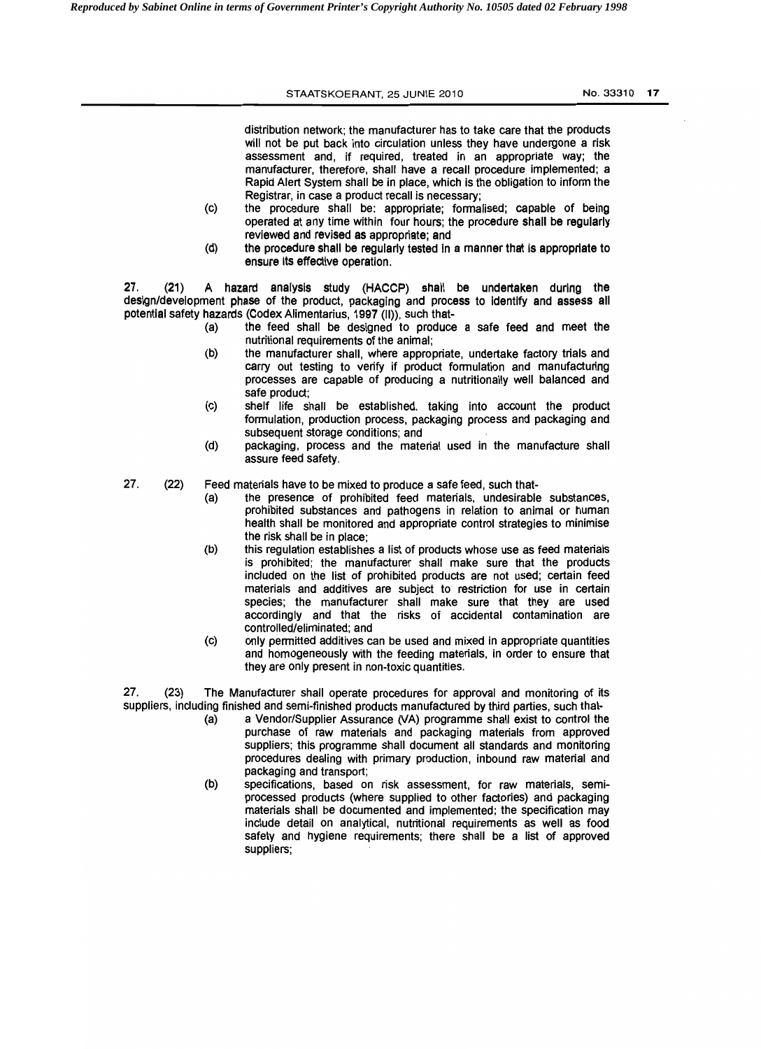distribution network; the manufacturer has to take care that the products will not be put back into circulation unless they have undergone a risk assessment and, if required, treated in an appropriate way; the manufacturer, therefore, shall have a recall procedure implemented; a Rapid Alert System shall be in place, which is the obligation to inform the Registrar, in case a product recall is necessary;

(c) the procedure shall be: appropriate; formalised; capable of being operated at any time within four hours; the procedure shall be regularly reviewed and revised as appropriate; and

(d) the procedure shall be regularly tested in a manner that is appropriate to ensure its effective operation.

27. (21) A hazard analysis study (HACCP) shall be undertaken during the design/development phase of the product, packaging and process to identify and assess all potential safety hazards (Codex Alimentarius, 1997 (II)), such that-

(a) the feed shall be designed to produce a safe feed and meet the nutritional requirements of the animal;

(b) the manufacturer shall, where appropriate, undertake factory trials and carry out testing to verify if product formulation and manufacturing processes are capable of producing a nutritionally well balanced and safe product;

(c) shelf life shall be established, taking into account the product formulation, production process, packaging process and packaging and subsequent storage conditions; and

(d) packaging, process and the material used in the manufacture shall assure feed safety.

27. (22) Feed materials have to be mixed to produce a safe feed, such that-

(a) the presence of prohibited feed materials, undesirable substances, prohibited substances and pathogens in relation to animal or human health shall be monitored and appropriate control strategies to minimise the risk shall be in place;

(b) this regulation establishes a list of products whose use as feed materials is prohibited; the manufacturer shall make sure that the products included on the list of prohibited products are not used; certain feed materials and additives are subject to restriction for use in certain species; the manufacturer shall make sure that they are used accordingly and that the risks of accidental contamination are controlled/eliminated; and

(c) only permitted additives can be used and mixed in appropriate quantities and homogeneously with the feeding materials, in order to ensure that they are only present in non-toxic quantities.

27. (23) The Manufacturer shall operate procedures for approval and monitoring of its suppliers, including finished and semi-finished products manufactured by third parties, such that-

(a) a Vendor/Supplier Assurance (VA) programme shall exist to control the purchase of raw materials and packaging materials from approved suppliers; this programme shall document all standards and monitoring procedures dealing with primary production, inbound raw material and packaging and transport;

(b) specifications, based on risk assessment, for raw materials, semi-processed products (where supplied to other factories) and packaging materials shall be documented and implemented; the specification may include detail on analytical, nutritional requirements as well as food safety and hygiene requirements; there shall be a list of approved suppliers;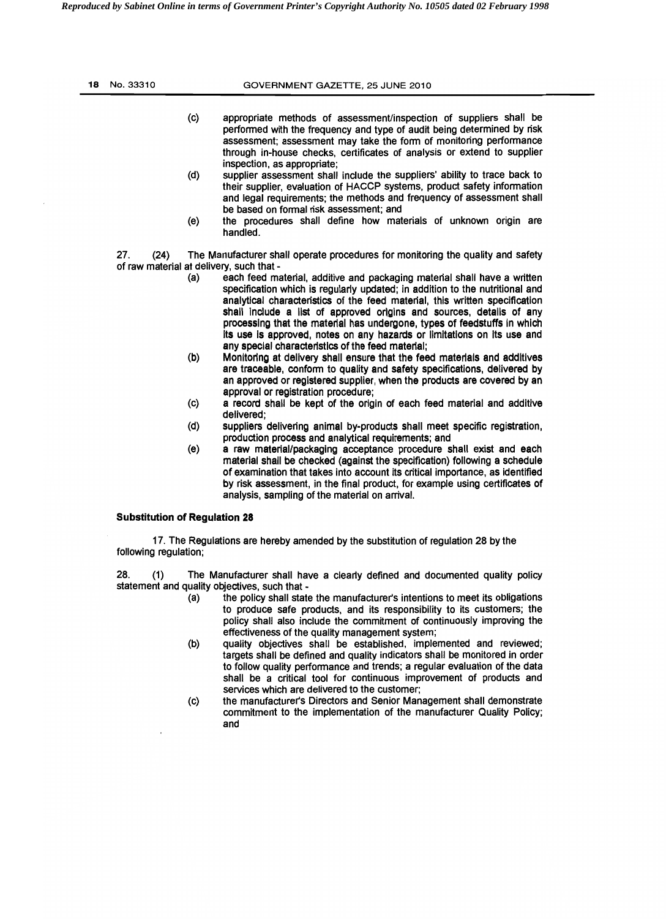(c) appropriate methods of assessment/inspection of suppliers shall be performed with the frequency and type of audit being determined by risk assessment; assessment may take the form of monitoring performance through in-house checks, certificates of analysis or extend to supplier inspection, as appropriate;

(d) supplier assessment shall include the suppliers' ability to trace back to their supplier, evaluation of HACCP systems, product safety information and legal requirements; the methods and frequency of assessment shall be based on formal risk assessment; and

(e) the procedures shall define how materials of unknown origin are handled.

27. (24) The Manufacturer shall operate procedures for monitoring the quality and safety of raw material at delivery, such that -

(a) each feed material, additive and packaging material shall have a written specification which is regularly updated; in addition to the nutritional and analytical characteristics of the feed material, this written specification shall include a list of approved origins and sources, details of any processing that the material has undergone, types of feedstuffs in which its use is approved, notes on any hazards or limitations on its use and any special characteristics of the feed material;

(b) Monitoring at delivery shall ensure that the feed materials and additives are traceable, conform to quality and safety specifications, delivered by an approved or registered supplier, when the products are covered by an approval or registration procedure;

(c) a record shall be kept of the origin of each feed material and additive delivered;

(d) suppliers delivering animal by-products shall meet specific registration, production process and analytical requirements; and

(e) a raw material/packaging acceptance procedure shall exist and each material shall be checked (against the specification) following a schedule of examination that takes into account its critical importance, as identified by risk assessment, in the final product, for example using certificates of analysis, sampling of the material on arrival.

**Substitution of Regulation 28**

17. The Regulations are hereby amended by the substitution of regulation 28 by the following regulation;

28. (1) The Manufacturer shall have a clearly defined and documented quality policy statement and quality objectives, such that -

(a) the policy shall state the manufacturer's intentions to meet its obligations to produce safe products, and its responsibility to its customers; the policy shall also include the commitment of continuously improving the effectiveness of the quality management system;

(b) quality objectives shall be established, implemented and reviewed; targets shall be defined and quality indicators shall be monitored in order to follow quality performance and trends; a regular evaluation of the data shall be a critical tool for continuous improvement of products and services which are delivered to the customer;

(c) the manufacturer's Directors and Senior Management shall demonstrate commitment to the implementation of the manufacturer Quality Policy; and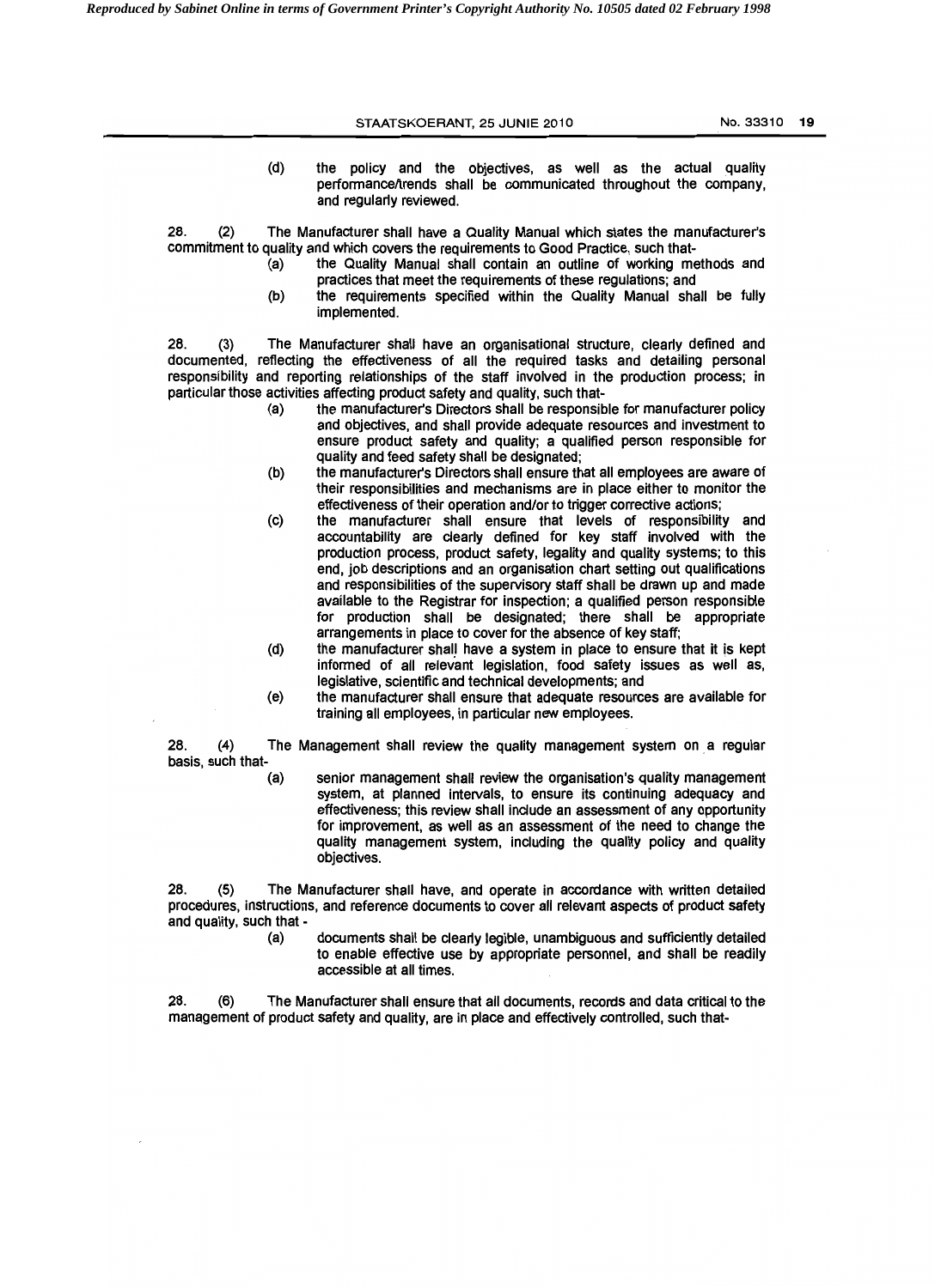(d) the policy and the objectives, as well as the actual quality performance/trends shall be communicated throughout the company, and regularly reviewed.

28. (2) The Manufacturer shall have a Quality Manual which states the manufacturer's commitment to quality and which covers the requirements to Good Practice, such that-

(a) the Quality Manual shall contain an outline of working methods and practices that meet the requirements of these regulations; and

(b) the requirements specified within the Quality Manual shall be fully implemented.

28. (3) The Manufacturer shall have an organisational structure, clearly defined and documented, reflecting the effectiveness of all the required tasks and detailing personal responsibility and reporting relationships of the staff involved in the production process; in particular those activities affecting product safety and quality, such that-

(a) the manufacturer's Directors shall be responsible for manufacturer policy and objectives, and shall provide adequate resources and investment to ensure product safety and quality; a qualified person responsible for quality and feed safety shall be designated;

(b) the manufacturer's Directors shall ensure that all employees are aware of their responsibilities and mechanisms are in place either to monitor the effectiveness of their operation and/or to trigger corrective actions;

(c) the manufacturer shall ensure that levels of responsibility and accountability are clearly defined for key staff involved with the production process, product safety, legality and quality systems; to this end, job descriptions and an organisation chart setting out qualifications and responsibilities of the supervisory staff shall be drawn up and made available to the Registrar for inspection; a qualified person responsible for production shall be designated; there shall be appropriate arrangements in place to cover for the absence of key staff;

(d) the manufacturer shall have a system in place to ensure that it is kept informed of all relevant legislation, food safety issues as well as, legislative, scientific and technical developments; and

(e) the manufacturer shall ensure that adequate resources are available for training all employees, in particular new employees.

28. (4) The Management shall review the quality management system on a regular basis, such that-

(a) senior management shall review the organisation's quality management system, at planned intervals, to ensure its continuing adequacy and effectiveness; this review shall include an assessment of any opportunity for improvement, as well as an assessment of the need to change the quality management system, including the quality policy and quality objectives.

28. (5) The Manufacturer shall have, and operate in accordance with written detailed procedures, instructions, and reference documents to cover all relevant aspects of product safety and quality, such that -

(a) documents shall be clearly legible, unambiguous and sufficiently detailed to enable effective use by appropriate personnel, and shall be readily accessible at all times.

28. (6) The Manufacturer shall ensure that all documents, records and data critical to the management of product safety and quality, are in place and effectively controlled, such that-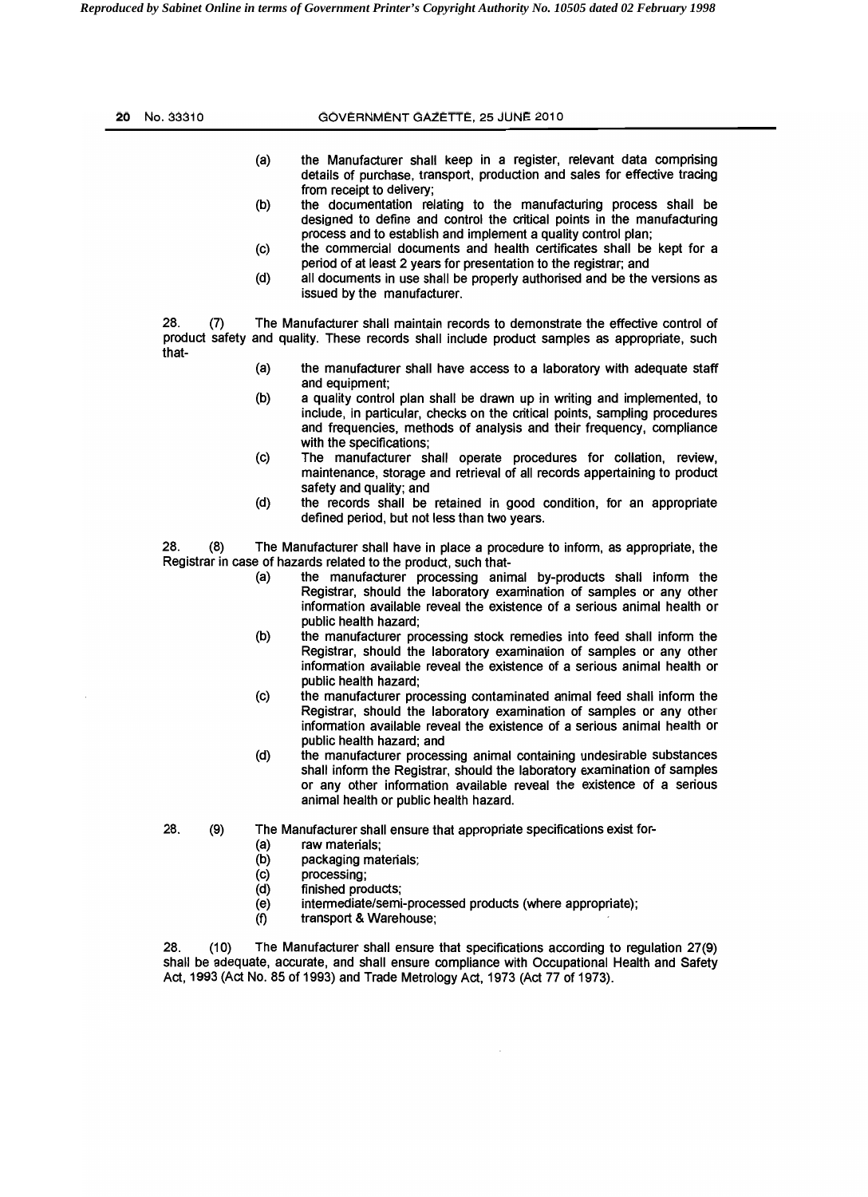(a) the Manufacturer shall keep in a register, relevant data comprising details of purchase, transport, production and sales for effective tracing from receipt to delivery;

(b) the documentation relating to the manufacturing process shall be designed to define and control the critical points in the manufacturing process and to establish and implement a quality control plan;

(c) the commercial documents and health certificates shall be kept for a period of at least 2 years for presentation to the registrar; and

(d) all documents in use shall be properly authorised and be the versions as issued by the manufacturer.

28. (7) The Manufacturer shall maintain records to demonstrate the effective control of product safety and quality. These records shall include product samples as appropriate, such that-

(a) the manufacturer shall have access to a laboratory with adequate staff and equipment;

(b) a quality control plan shall be drawn up in writing and implemented, to include, in particular, checks on the critical points, sampling procedures and frequencies, methods of analysis and their frequency, compliance with the specifications;

(c) The manufacturer shall operate procedures for collation, review, maintenance, storage and retrieval of all records appertaining to product safety and quality; and

(d) the records shall be retained in good condition, for an appropriate defined period, but not less than two years.

28. (8) The Manufacturer shall have in place a procedure to inform, as appropriate, the Registrar in case of hazards related to the product, such that-

(a) the manufacturer processing animal by-products shall inform the Registrar, should the laboratory examination of samples or any other information available reveal the existence of a serious animal health or public health hazard;

(b) the manufacturer processing stock remedies into feed shall inform the Registrar, should the laboratory examination of samples or any other information available reveal the existence of a serious animal health or public health hazard;

(c) the manufacturer processing contaminated animal feed shall inform the Registrar, should the laboratory examination of samples or any other information available reveal the existence of a serious animal health or public health hazard; and

(d) the manufacturer processing animal containing undesirable substances shall inform the Registrar, should the laboratory examination of samples or any other information available reveal the existence of a serious animal health or public health hazard.

28. (9) The Manufacturer shall ensure that appropriate specifications exist for-

(a) raw materials;

(b) packaging materials;

(c) processing;

(d) finished products;

(e) intermediate/semi-processed products (where appropriate);

(f) transport & Warehouse;

28. (10) The Manufacturer shall ensure that specifications according to regulation 27(9) shall be adequate, accurate, and shall ensure compliance with Occupational Health and Safety Act, 1993 (Act No. 85 of 1993) and Trade Metrology Act, 1973 (Act 77 of 1973).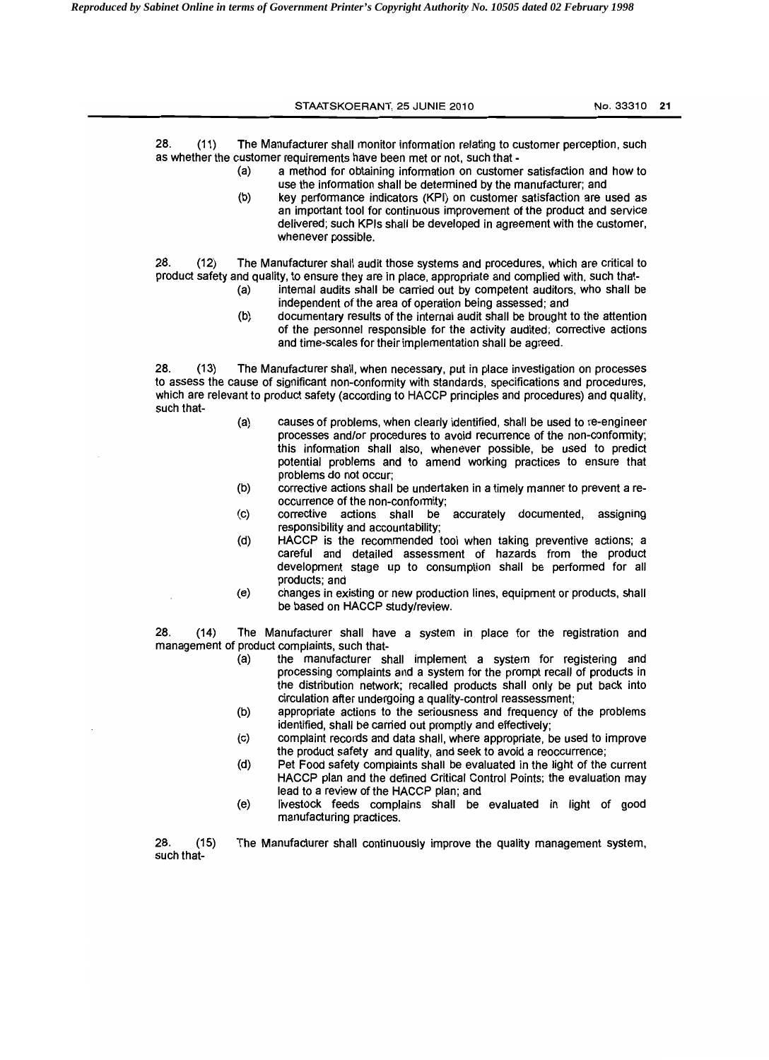28. (11) The Manufacturer shall monitor information relating to customer perception, such as whether the customer requirements have been met or not, such that -

(a) a method for obtaining information on customer satisfaction and how to use the information shall be determined by the manufacturer; and

(b) key performance indicators (KPI) on customer satisfaction are used as an important tool for continuous improvement of the product and service delivered; such KPIs shall be developed in agreement with the customer, whenever possible.

28. (12) The Manufacturer shall audit those systems and procedures, which are critical to product safety and quality, to ensure they are in place, appropriate and complied with, such that-

(a) internal audits shall be carried out by competent auditors, who shall be independent of the area of operation being assessed; and

(b) documentary results of the internal audit shall be brought to the attention of the personnel responsible for the activity audited; corrective actions and time-scales for their implementation shall be agreed.

28. (13) The Manufacturer shall, when necessary, put in place investigation on processes to assess the cause of significant non-conformity with standards, specifications and procedures, which are relevant to product safety (according to HACCP principles and procedures) and quality, such that-

(a) causes of problems, when clearly identified, shall be used to re-engineer processes and/or procedures to avoid recurrence of the non-conformity; this information shall also, whenever possible, be used to predict potential problems and to amend working practices to ensure that problems do not occur;

(b) corrective actions shall be undertaken in a timely manner to prevent a re-occurrence of the non-conformity;

(c) corrective actions shall be accurately documented, assigning responsibility and accountability;

(d) HACCP is the recommended tool when taking preventive actions; a careful and detailed assessment of hazards from the product development stage up to consumption shall be performed for all products; and

(e) changes in existing or new production lines, equipment or products, shall be based on HACCP study/review.

28. (14) The Manufacturer shall have a system in place for the registration and management of product complaints, such that-

(a) the manufacturer shall implement a system for registering and processing complaints and a system for the prompt recall of products in the distribution network; recalled products shall only be put back into circulation after undergoing a quality-control reassessment;

(b) appropriate actions to the seriousness and frequency of the problems identified, shall be carried out promptly and effectively;

(c) complaint records and data shall, where appropriate, be used to improve the product safety and quality, and seek to avoid a reoccurrence;

(d) Pet Food safety complaints shall be evaluated in the light of the current HACCP plan and the defined Critical Control Points; the evaluation may lead to a review of the HACCP plan; and

(e) livestock feeds complains shall be evaluated in light of good manufacturing practices.

28. (15) The Manufacturer shall continuously improve the quality management system, such that-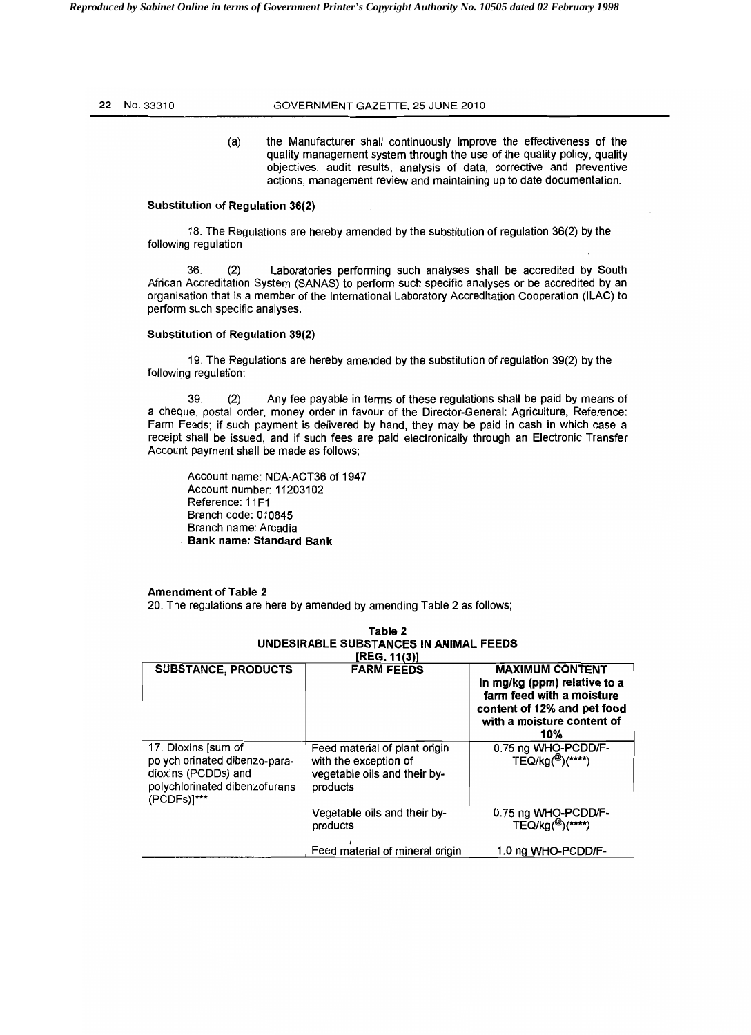(a) the Manufacturer shall continuously improve the effectiveness of the quality management system through the use of the quality policy, quality objectives, audit results, analysis of data, corrective and preventive actions, management review and maintaining up to date documentation.

**Substitution of Regulation 36(2)**

18. The Regulations are hereby amended by the substitution of regulation 36(2) by the following regulation

36. (2) Laboratories performing such analyses shall be accredited by South African Accreditation System (SANAS) to perform such specific analyses or be accredited by an organisation that is a member of the International Laboratory Accreditation Cooperation (ILAC) to perform such specific analyses.

**Substitution of Regulation 39(2)**

19. The Regulations are hereby amended by the substitution of regulation 39(2) by the following regulation;

39. (2) Any fee payable in terms of these regulations shall be paid by means of a cheque, postal order, money order in favour of the Director-General: Agriculture, Reference: Farm Feeds; if such payment is delivered by hand, they may be paid in cash in which case a receipt shall be issued, and if such fees are paid electronically through an Electronic Transfer Account payment shall be made as follows;

Account name: NDA-ACT36 of 1947
Account number: 11203102
Reference: 11F1
Branch code: 010845
Branch name: Arcadia
**Bank name: Standard Bank**

**Amendment of Table 2**

20. The regulations are here by amended by amending Table 2 as follows;

**Table 2**
**UNDESIRABLE SUBSTANCES IN ANIMAL FEEDS**
**[REG. 11(3)]**

| SUBSTANCE, PRODUCTS | FARM FEEDS | MAXIMUM CONTENT In mg/kg (ppm) relative to a farm feed with a moisture content of 12% and pet food with a moisture content of 10% |
|---|---|---|
| 17. Dioxins [sum of polychlorinated dibenzo-para-dioxins (PCDDs) and polychlorinated dibenzofurans (PCDFs)]*** | Feed material of plant origin with the exception of vegetable oils and their by-products | 0.75 ng WHO-PCDD/F-TEQ/kg(@)(****) |
| | Vegetable oils and their by-products | 0.75 ng WHO-PCDD/F-TEQ/kg(@)(****) |
| | Feed material of mineral origin | 1.0 ng WHO-PCDD/F- |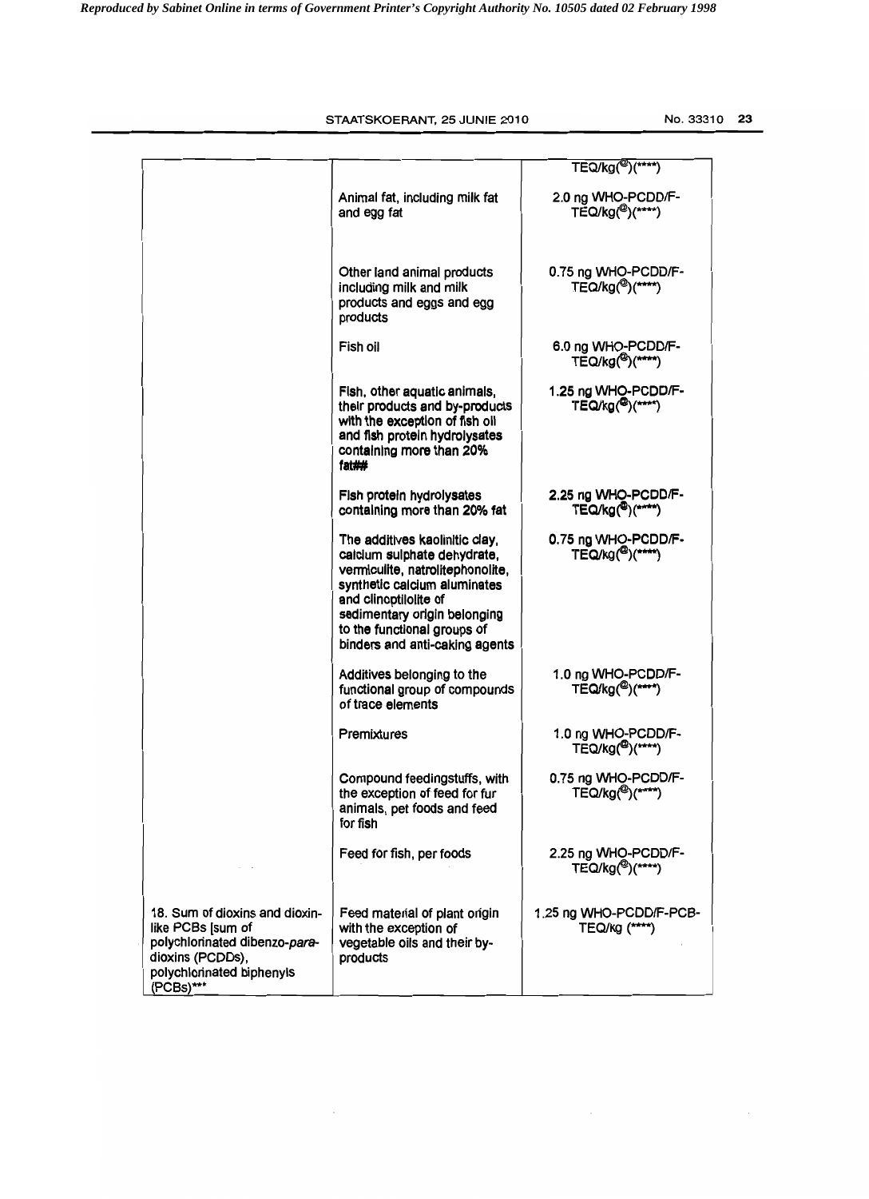| | | |
|---|---|---|
| | | TEQ/kg(@)(****) |
| | Animal fat, including milk fat and egg fat | 2.0 ng WHO-PCDD/F-TEQ/kg(@)(****) |
| | Other land animal products including milk and milk products and eggs and egg products | 0.75 ng WHO-PCDD/F-TEQ/kg(@)(****) |
| | Fish oil | 6.0 ng WHO-PCDD/F-TEQ/kg(@)(****) |
| | Fish, other aquatic animals, their products and by-products with the exception of fish oil and fish protein hydrolysates containing more than 20% fat## | 1.25 ng WHO-PCDD/F-TEQ/kg(@)(****) |
| | Fish protein hydrolysates containing more than 20% fat | 2.25 ng WHO-PCDD/F-TEQ/kg(@)(****) |
| | The additives kaolinitic clay, calcium sulphate dehydrate, vermiculite, natrolitephonolite, synthetic calcium aluminates and clinoptilolite of sedimentary origin belonging to the functional groups of binders and anti-caking agents | 0.75 ng WHO-PCDD/F-TEQ/kg(@)(****) |
| | Additives belonging to the functional group of compounds of trace elements | 1.0 ng WHO-PCDD/F-TEQ/kg(@)(****) |
| | Premixtures | 1.0 ng WHO-PCDD/F-TEQ/kg(@)(****) |
| | Compound feedingstuffs, with the exception of feed for fur animals, pet foods and feed for fish | 0.75 ng WHO-PCDD/F-TEQ/kg(@)(****) |
| | Feed for fish, per foods | 2.25 ng WHO-PCDD/F-TEQ/kg(@)(****) |
| 18. Sum of dioxins and dioxin-like PCBs [sum of polychlorinated dibenzo-*para*-dioxins (PCDDs), polychlorinated biphenyls (PCBs)*** | Feed material of plant origin with the exception of vegetable oils and their by-products | 1.25 ng WHO-PCDD/F-PCB-TEQ/kg (****) |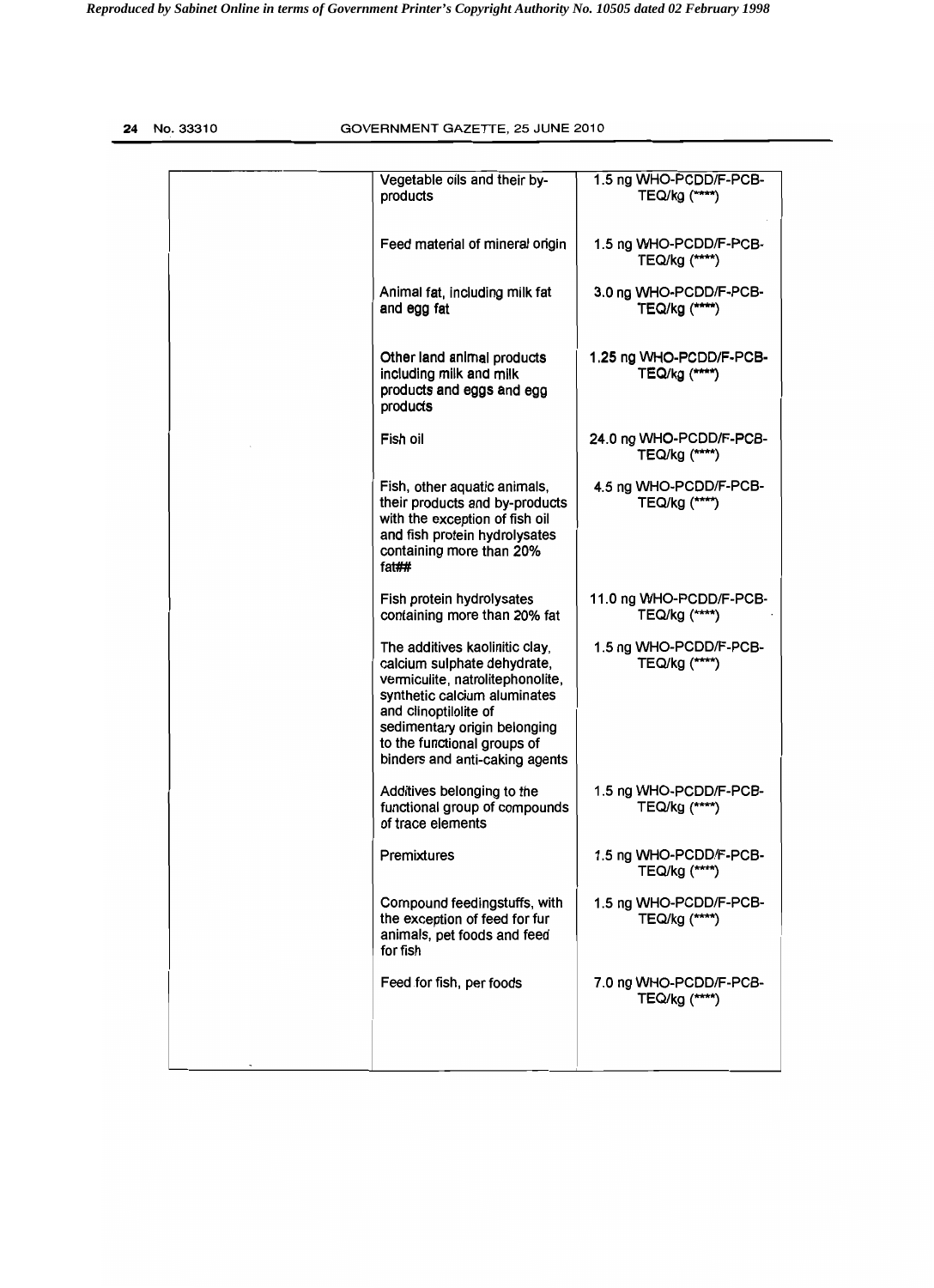| | | |
|---|---|---|
| | Vegetable oils and their by-products | 1.5 ng WHO-PCDD/F-PCB-TEQ/kg (****) |
| | Feed material of mineral origin | 1.5 ng WHO-PCDD/F-PCB-TEQ/kg (****) |
| | Animal fat, including milk fat and egg fat | 3.0 ng WHO-PCDD/F-PCB-TEQ/kg (****) |
| | Other land animal products including milk and milk products and eggs and egg products | 1.25 ng WHO-PCDD/F-PCB-TEQ/kg (****) |
| | Fish oil | 24.0 ng WHO-PCDD/F-PCB-TEQ/kg (****) |
| | Fish, other aquatic animals, their products and by-products with the exception of fish oil and fish protein hydrolysates containing more than 20% fat## | 4.5 ng WHO-PCDD/F-PCB-TEQ/kg (****) |
| | Fish protein hydrolysates containing more than 20% fat | 11.0 ng WHO-PCDD/F-PCB-TEQ/kg (****) |
| | The additives kaolinitic clay, calcium sulphate dehydrate, vermiculite, natrolitephonolite, synthetic calcium aluminates and clinoptilolite of sedimentary origin belonging to the functional groups of binders and anti-caking agents | 1.5 ng WHO-PCDD/F-PCB-TEQ/kg (****) |
| | Additives belonging to the functional group of compounds of trace elements | 1.5 ng WHO-PCDD/F-PCB-TEQ/kg (****) |
| | Premixtures | 1.5 ng WHO-PCDD/F-PCB-TEQ/kg (****) |
| | Compound feedingstuffs, with the exception of feed for fur animals, pet foods and feed for fish | 1.5 ng WHO-PCDD/F-PCB-TEQ/kg (****) |
| | Feed for fish, per foods | 7.0 ng WHO-PCDD/F-PCB-TEQ/kg (****) |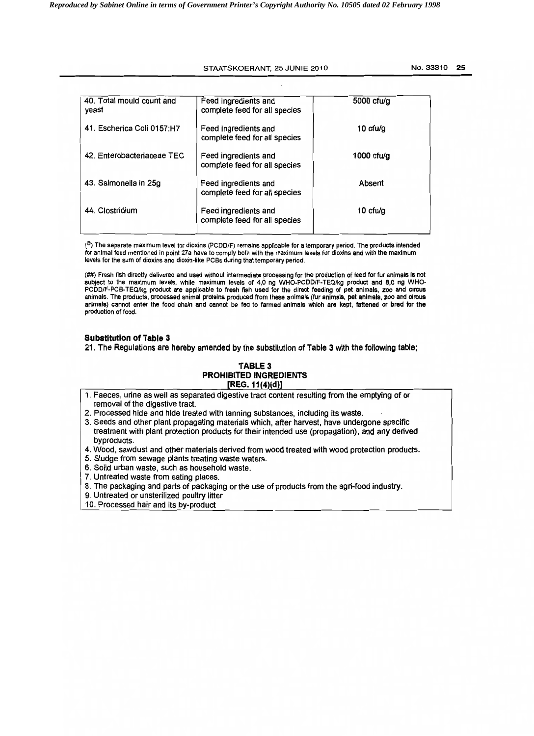| 40. Total mould count and yeast | Feed ingredients and complete feed for all species | 5000 cfu/g |
|---|---|---|
| 41. Escherica Coli 0157:H7 | Feed ingredients and complete feed for all species | 10 cfu/g |
| 42. Enterobacteriaceae TEC | Feed ingredients and complete feed for all species | 1000 cfu/g |
| 43. Salmonella in 25g | Feed ingredients and complete feed for all species | Absent |
| 44. Clostridium | Feed ingredients and complete feed for all species | 10 cfu/g |

(@) The separate maximum level for dioxins (PCDD/F) remains applicable for a temporary period. The products intended for animal feed mentioned in point 27a have to comply both with the maximum levels for dioxins and with the maximum levels for the sum of dioxins and dioxin-like PCBs during that temporary period.

(##) Fresh fish directly delivered and used without intermediate processing for the production of feed for fur animals is not subject to the maximum levels, while maximum levels of 4,0 ng WHO-PCDD/F-TEQ/kg product and 8,0 ng WHO-PCDD/F-PCB-TEQ/kg product are applicable to fresh fish used for the direct feeding of pet animals, zoo and circus animals. The products, processed animal proteins produced from these animals (fur animals, pet animals, zoo and circus animals) cannot enter the food chain and cannot be fed to farmed animals which are kept, fattened or bred for the production of food.

**Substitution of Table 3**

21. The Regulations are hereby amended by the substitution of Table 3 with the following table;

**TABLE 3**
**PROHIBITED INGREDIENTS**
**[REG. 11(4)(d)]**

1. Faeces, urine as well as separated digestive tract content resulting from the emptying of or removal of the digestive tract.
2. Processed hide and hide treated with tanning substances, including its waste.
3. Seeds and other plant propagating materials which, after harvest, have undergone specific treatment with plant protection products for their intended use (propagation), and any derived byproducts.
4. Wood, sawdust and other materials derived from wood treated with wood protection products.
5. Sludge from sewage plants treating waste waters.
6. Solid urban waste, such as household waste.
7. Untreated waste from eating places.
8. The packaging and parts of packaging or the use of products from the agri-food industry.
9. Untreated or unsterilized poultry litter
10. Processed hair and its by-product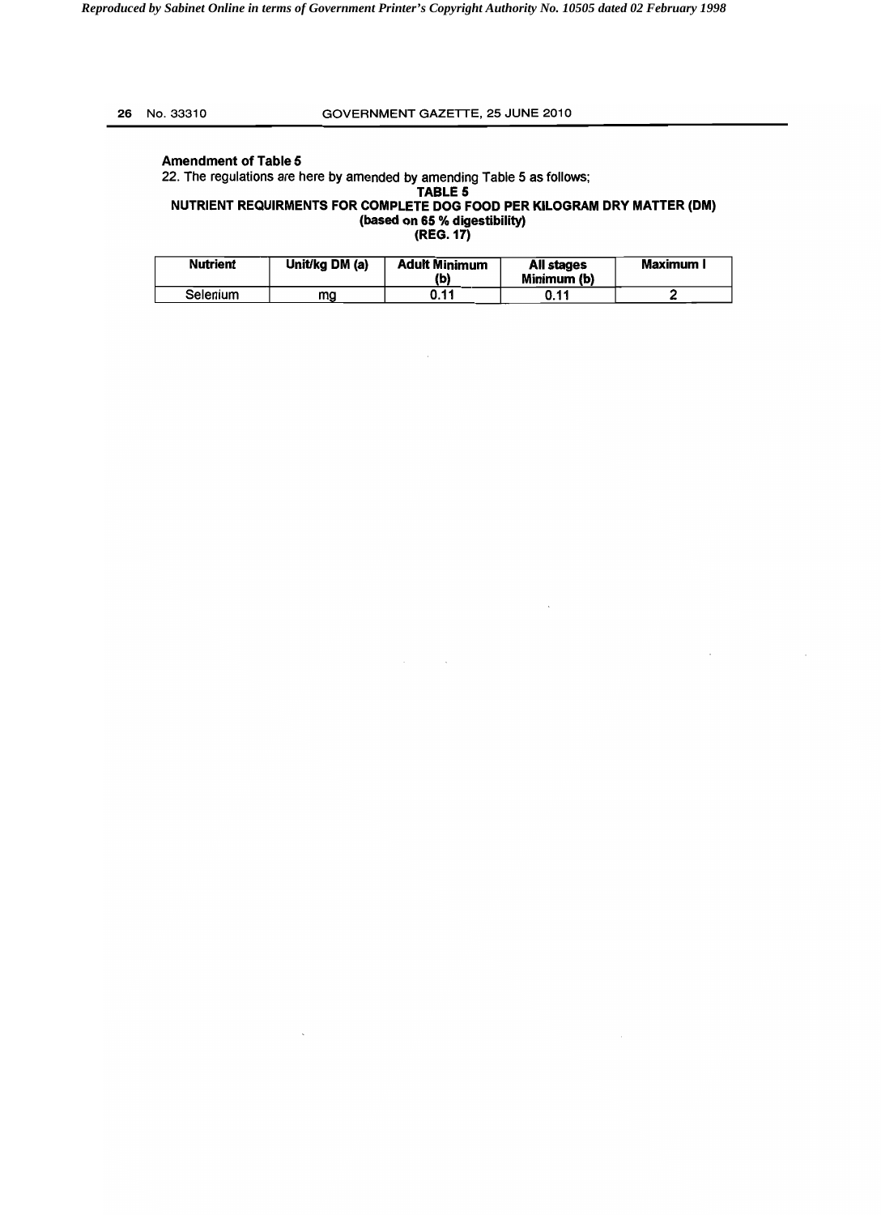**Amendment of Table 5**

22. The regulations are here by amended by amending Table 5 as follows;

**TABLE 5**
**NUTRIENT REQUIRMENTS FOR COMPLETE DOG FOOD PER KILOGRAM DRY MATTER (DM)**
**(based on 65 % digestibility)**
**(REG. 17)**

| Nutrient | Unit/kg DM (a) | Adult Minimum (b) | All stages Minimum (b) | Maximum I |
|---|---|---|---|---|
| Selenium | mg | 0.11 | 0.11 | 2 |